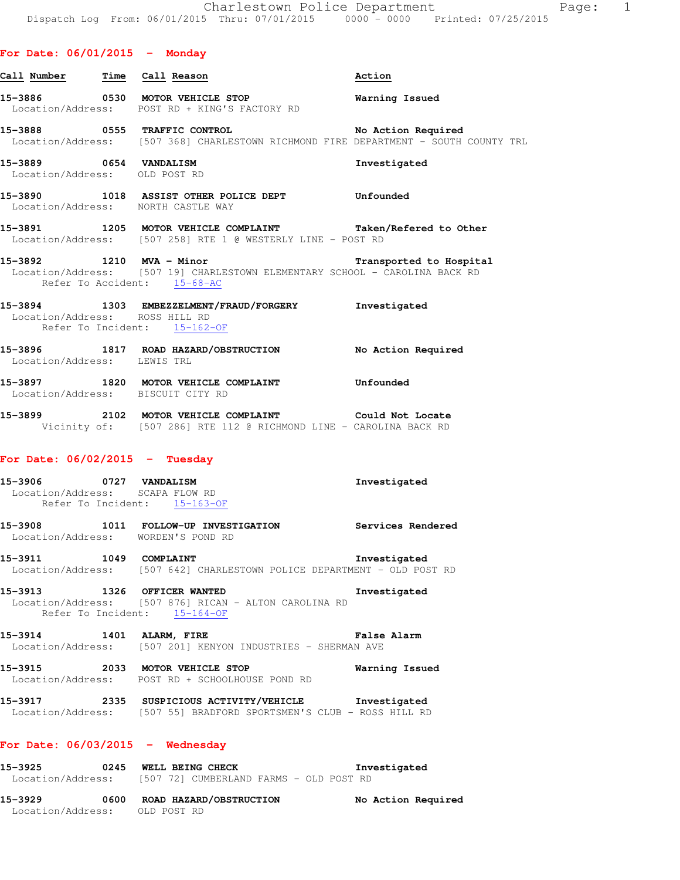# Charlestown Police Department

Dispatch Log From: 06/01/2015 Thru: 07/01/2015 0000 - 0000 Printed: 07/25/2015

## For Date: 06/01/2015 - Monday

| Call Number | Time | Call Reason | Action |
|---|---|---|---|

**15-3886** 0530 **MOTOR VEHICLE STOP** — **Warning Issued**
Location/Address: POST RD + KING'S FACTORY RD

**15-3888** 0555 **TRAFFIC CONTROL** — **No Action Required**
Location/Address: [507 368] CHARLESTOWN RICHMOND FIRE DEPARTMENT - SOUTH COUNTY TRL

**15-3889** 0654 **VANDALISM** — **Investigated**
Location/Address: OLD POST RD

**15-3890** 1018 **ASSIST OTHER POLICE DEPT** — **Unfounded**
Location/Address: NORTH CASTLE WAY

**15-3891** 1205 **MOTOR VEHICLE COMPLAINT** — **Taken/Refered to Other**
Location/Address: [507 258] RTE 1 @ WESTERLY LINE - POST RD

**15-3892** 1210 **MVA - Minor** — **Transported to Hospital**
Location/Address: [507 19] CHARLESTOWN ELEMENTARY SCHOOL - CAROLINA BACK RD
Refer To Accident: 15-68-AC

**15-3894** 1303 **EMBEZZELMENT/FRAUD/FORGERY** — **Investigated**
Location/Address: ROSS HILL RD
Refer To Incident: 15-162-OF

**15-3896** 1817 **ROAD HAZARD/OBSTRUCTION** — **No Action Required**
Location/Address: LEWIS TRL

**15-3897** 1820 **MOTOR VEHICLE COMPLAINT** — **Unfounded**
Location/Address: BISCUIT CITY RD

**15-3899** 2102 **MOTOR VEHICLE COMPLAINT** — **Could Not Locate**
Vicinity of: [507 286] RTE 112 @ RICHMOND LINE - CAROLINA BACK RD

## For Date: 06/02/2015 - Tuesday

**15-3906** 0727 **VANDALISM** — **Investigated**
Location/Address: SCAPA FLOW RD
Refer To Incident: 15-163-OF

**15-3908** 1011 **FOLLOW-UP INVESTIGATION** — **Services Rendered**
Location/Address: WORDEN'S POND RD

**15-3911** 1049 **COMPLAINT** — **Investigated**
Location/Address: [507 642] CHARLESTOWN POLICE DEPARTMENT - OLD POST RD

**15-3913** 1326 **OFFICER WANTED** — **Investigated**
Location/Address: [507 876] RICAN - ALTON CAROLINA RD
Refer To Incident: 15-164-OF

**15-3914** 1401 **ALARM, FIRE** — **False Alarm**
Location/Address: [507 201] KENYON INDUSTRIES - SHERMAN AVE

**15-3915** 2033 **MOTOR VEHICLE STOP** — **Warning Issued**
Location/Address: POST RD + SCHOOLHOUSE POND RD

**15-3917** 2335 **SUSPICIOUS ACTIVITY/VEHICLE** — **Investigated**
Location/Address: [507 55] BRADFORD SPORTSMEN'S CLUB - ROSS HILL RD

## For Date: 06/03/2015 - Wednesday

**15-3925** 0245 **WELL BEING CHECK** — **Investigated**
Location/Address: [507 72] CUMBERLAND FARMS - OLD POST RD

**15-3929** 0600 **ROAD HAZARD/OBSTRUCTION** — **No Action Required**
Location/Address: OLD POST RD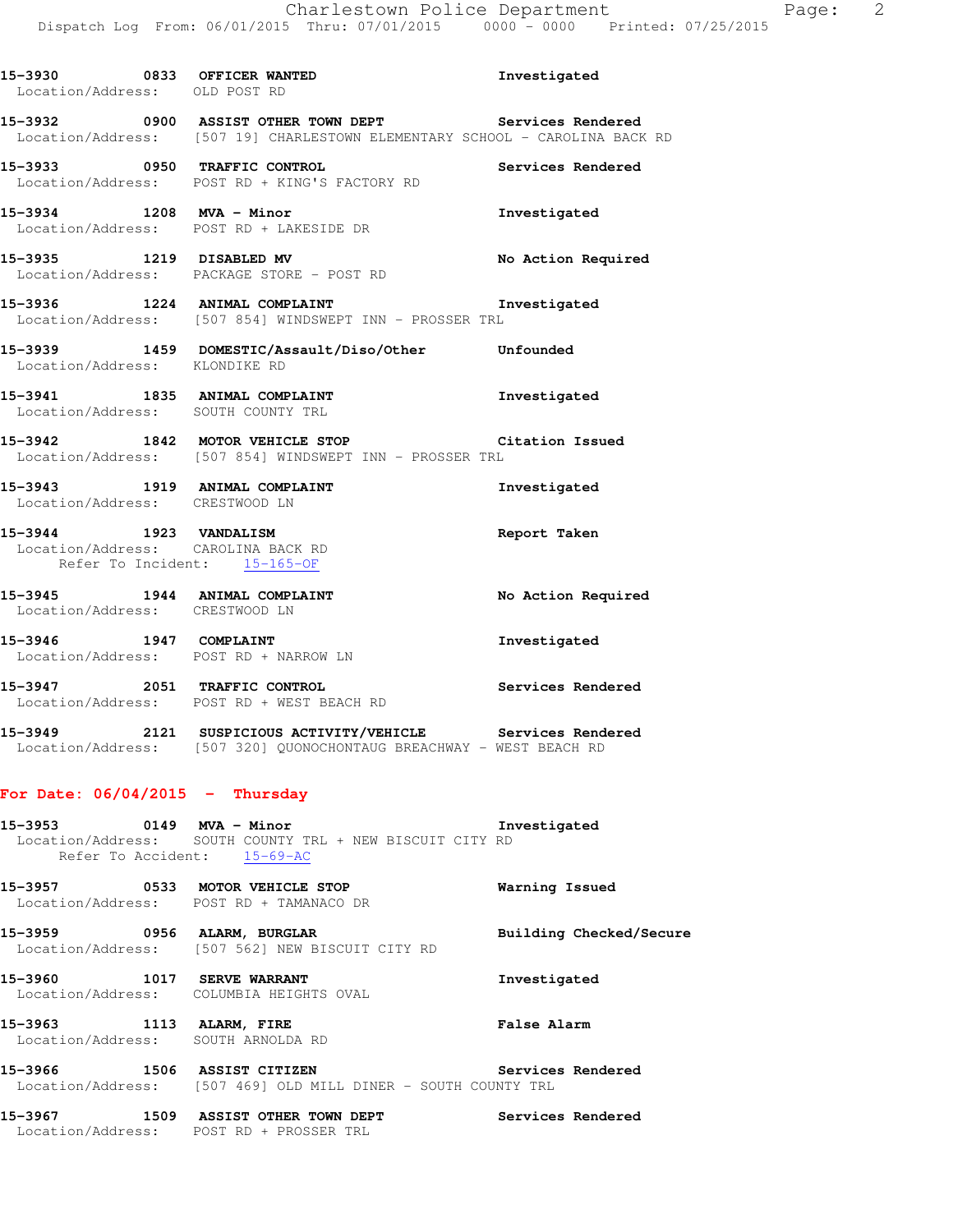**15-3930** 0833 **OFFICER WANTED** Investigated
Location/Address: OLD POST RD

**15-3932** 0900 **ASSIST OTHER TOWN DEPT** Services Rendered
Location/Address: [507 19] CHARLESTOWN ELEMENTARY SCHOOL - CAROLINA BACK RD

**15-3933** 0950 **TRAFFIC CONTROL** Services Rendered
Location/Address: POST RD + KING'S FACTORY RD

**15-3934** 1208 **MVA - Minor** Investigated
Location/Address: POST RD + LAKESIDE DR

**15-3935** 1219 **DISABLED MV** No Action Required
Location/Address: PACKAGE STORE - POST RD

**15-3936** 1224 **ANIMAL COMPLAINT** Investigated
Location/Address: [507 854] WINDSWEPT INN - PROSSER TRL

**15-3939** 1459 **DOMESTIC/Assault/Diso/Other** Unfounded
Location/Address: KLONDIKE RD

**15-3941** 1835 **ANIMAL COMPLAINT** Investigated
Location/Address: SOUTH COUNTY TRL

**15-3942** 1842 **MOTOR VEHICLE STOP** Citation Issued
Location/Address: [507 854] WINDSWEPT INN - PROSSER TRL

**15-3943** 1919 **ANIMAL COMPLAINT** Investigated
Location/Address: CRESTWOOD LN

**15-3944** 1923 **VANDALISM** Report Taken
Location/Address: CAROLINA BACK RD
Refer To Incident: 15-165-OF

**15-3945** 1944 **ANIMAL COMPLAINT** No Action Required
Location/Address: CRESTWOOD LN

**15-3946** 1947 **COMPLAINT** Investigated
Location/Address: POST RD + NARROW LN

**15-3947** 2051 **TRAFFIC CONTROL** Services Rendered
Location/Address: POST RD + WEST BEACH RD

**15-3949** 2121 **SUSPICIOUS ACTIVITY/VEHICLE** Services Rendered
Location/Address: [507 320] QUONOCHONTAUG BREACHWAY - WEST BEACH RD

## For Date: 06/04/2015 - Thursday

**15-3953** 0149 **MVA - Minor** Investigated
Location/Address: SOUTH COUNTY TRL + NEW BISCUIT CITY RD
Refer To Accident: 15-69-AC

**15-3957** 0533 **MOTOR VEHICLE STOP** Warning Issued
Location/Address: POST RD + TAMANACO DR

**15-3959** 0956 **ALARM, BURGLAR** Building Checked/Secure
Location/Address: [507 562] NEW BISCUIT CITY RD

**15-3960** 1017 **SERVE WARRANT** Investigated
Location/Address: COLUMBIA HEIGHTS OVAL

**15-3963** 1113 **ALARM, FIRE** False Alarm
Location/Address: SOUTH ARNOLDA RD

**15-3966** 1506 **ASSIST CITIZEN** Services Rendered
Location/Address: [507 469] OLD MILL DINER - SOUTH COUNTY TRL

**15-3967** 1509 **ASSIST OTHER TOWN DEPT** Services Rendered
Location/Address: POST RD + PROSSER TRL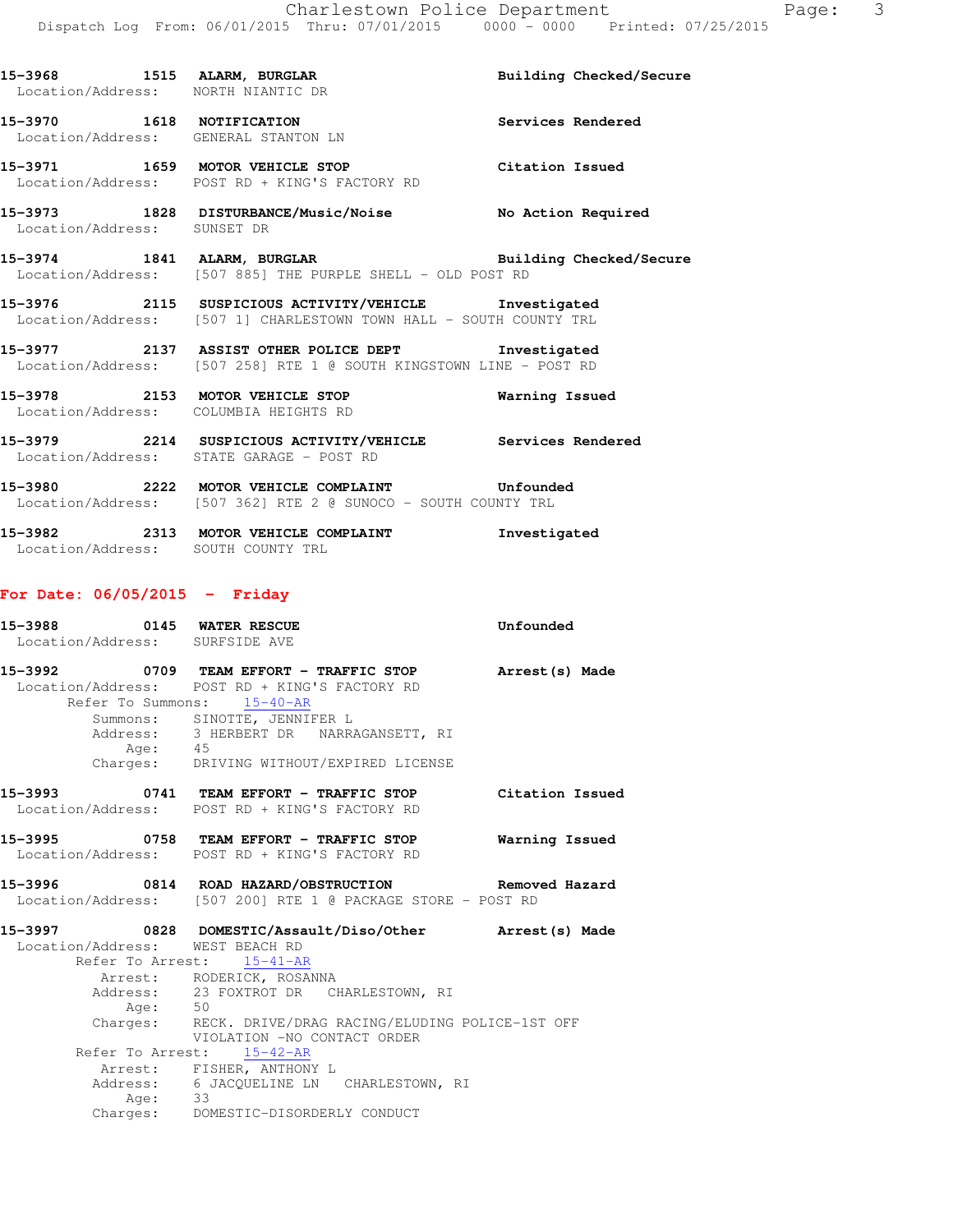**15-3968 1515 ALARM, BURGLAR** — **Building Checked/Secure**
Location/Address: NORTH NIANTIC DR

**15-3970 1618 NOTIFICATION** — **Services Rendered**
Location/Address: GENERAL STANTON LN

**15-3971 1659 MOTOR VEHICLE STOP** — **Citation Issued**
Location/Address: POST RD + KING'S FACTORY RD

**15-3973 1828 DISTURBANCE/Music/Noise** — **No Action Required**
Location/Address: SUNSET DR

**15-3974 1841 ALARM, BURGLAR** — **Building Checked/Secure**
Location/Address: [507 885] THE PURPLE SHELL - OLD POST RD

**15-3976 2115 SUSPICIOUS ACTIVITY/VEHICLE** — **Investigated**
Location/Address: [507 1] CHARLESTOWN TOWN HALL - SOUTH COUNTY TRL

**15-3977 2137 ASSIST OTHER POLICE DEPT** — **Investigated**
Location/Address: [507 258] RTE 1 @ SOUTH KINGSTOWN LINE - POST RD

**15-3978 2153 MOTOR VEHICLE STOP** — **Warning Issued**
Location/Address: COLUMBIA HEIGHTS RD

**15-3979 2214 SUSPICIOUS ACTIVITY/VEHICLE** — **Services Rendered**
Location/Address: STATE GARAGE - POST RD

**15-3980 2222 MOTOR VEHICLE COMPLAINT** — **Unfounded**
Location/Address: [507 362] RTE 2 @ SUNOCO - SOUTH COUNTY TRL

**15-3982 2313 MOTOR VEHICLE COMPLAINT** — **Investigated**
Location/Address: SOUTH COUNTY TRL

## For Date: 06/05/2015 - Friday

**15-3988 0145 WATER RESCUE** — **Unfounded**
Location/Address: SURFSIDE AVE

**15-3992 0709 TEAM EFFORT - TRAFFIC STOP** — **Arrest(s) Made**
Location/Address: POST RD + KING'S FACTORY RD
Refer To Summons: 15-40-AR
Summons: SINOTTE, JENNIFER L
Address: 3 HERBERT DR NARRAGANSETT, RI
Age: 45
Charges: DRIVING WITHOUT/EXPIRED LICENSE

**15-3993 0741 TEAM EFFORT - TRAFFIC STOP** — **Citation Issued**
Location/Address: POST RD + KING'S FACTORY RD

**15-3995 0758 TEAM EFFORT - TRAFFIC STOP** — **Warning Issued**
Location/Address: POST RD + KING'S FACTORY RD

**15-3996 0814 ROAD HAZARD/OBSTRUCTION** — **Removed Hazard**
Location/Address: [507 200] RTE 1 @ PACKAGE STORE - POST RD

**15-3997 0828 DOMESTIC/Assault/Diso/Other** — **Arrest(s) Made**
Location/Address: WEST BEACH RD
Refer To Arrest: 15-41-AR
Arrest: RODERICK, ROSANNA
Address: 23 FOXTROT DR CHARLESTOWN, RI
Age: 50
Charges: RECK. DRIVE/DRAG RACING/ELUDING POLICE-1ST OFF
VIOLATION -NO CONTACT ORDER
Refer To Arrest: 15-42-AR
Arrest: FISHER, ANTHONY L
Address: 6 JACQUELINE LN CHARLESTOWN, RI
Age: 33
Charges: DOMESTIC-DISORDERLY CONDUCT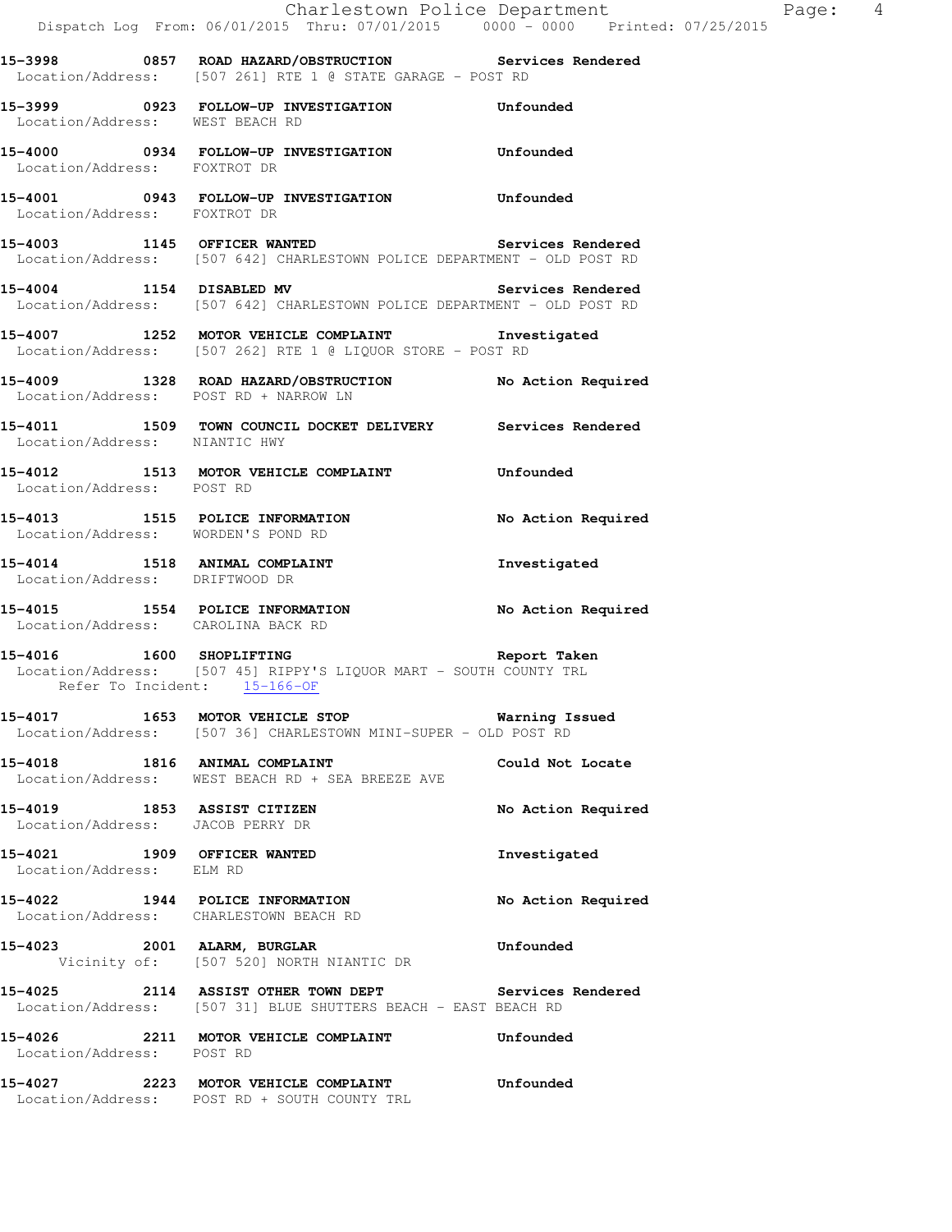**15-3998 0857 ROAD HAZARD/OBSTRUCTION Services Rendered**
Location/Address: [507 261] RTE 1 @ STATE GARAGE - POST RD

**15-3999 0923 FOLLOW-UP INVESTIGATION Unfounded**
Location/Address: WEST BEACH RD

**15-4000 0934 FOLLOW-UP INVESTIGATION Unfounded**
Location/Address: FOXTROT DR

**15-4001 0943 FOLLOW-UP INVESTIGATION Unfounded**
Location/Address: FOXTROT DR

**15-4003 1145 OFFICER WANTED Services Rendered**
Location/Address: [507 642] CHARLESTOWN POLICE DEPARTMENT - OLD POST RD

**15-4004 1154 DISABLED MV Services Rendered**
Location/Address: [507 642] CHARLESTOWN POLICE DEPARTMENT - OLD POST RD

**15-4007 1252 MOTOR VEHICLE COMPLAINT Investigated**
Location/Address: [507 262] RTE 1 @ LIQUOR STORE - POST RD

**15-4009 1328 ROAD HAZARD/OBSTRUCTION No Action Required**
Location/Address: POST RD + NARROW LN

**15-4011 1509 TOWN COUNCIL DOCKET DELIVERY Services Rendered**
Location/Address: NIANTIC HWY

**15-4012 1513 MOTOR VEHICLE COMPLAINT Unfounded**
Location/Address: POST RD

**15-4013 1515 POLICE INFORMATION No Action Required**
Location/Address: WORDEN'S POND RD

**15-4014 1518 ANIMAL COMPLAINT Investigated**
Location/Address: DRIFTWOOD DR

**15-4015 1554 POLICE INFORMATION No Action Required**
Location/Address: CAROLINA BACK RD

**15-4016 1600 SHOPLIFTING Report Taken**
Location/Address: [507 45] RIPPY'S LIQUOR MART - SOUTH COUNTY TRL
Refer To Incident: 15-166-OF

**15-4017 1653 MOTOR VEHICLE STOP Warning Issued**
Location/Address: [507 36] CHARLESTOWN MINI-SUPER - OLD POST RD

**15-4018 1816 ANIMAL COMPLAINT Could Not Locate**
Location/Address: WEST BEACH RD + SEA BREEZE AVE

**15-4019 1853 ASSIST CITIZEN No Action Required**
Location/Address: JACOB PERRY DR

**15-4021 1909 OFFICER WANTED Investigated**
Location/Address: ELM RD

**15-4022 1944 POLICE INFORMATION No Action Required**
Location/Address: CHARLESTOWN BEACH RD

**15-4023 2001 ALARM, BURGLAR Unfounded**
Vicinity of: [507 520] NORTH NIANTIC DR

**15-4025 2114 ASSIST OTHER TOWN DEPT Services Rendered**
Location/Address: [507 31] BLUE SHUTTERS BEACH - EAST BEACH RD

**15-4026 2211 MOTOR VEHICLE COMPLAINT Unfounded**
Location/Address: POST RD

**15-4027 2223 MOTOR VEHICLE COMPLAINT Unfounded**
Location/Address: POST RD + SOUTH COUNTY TRL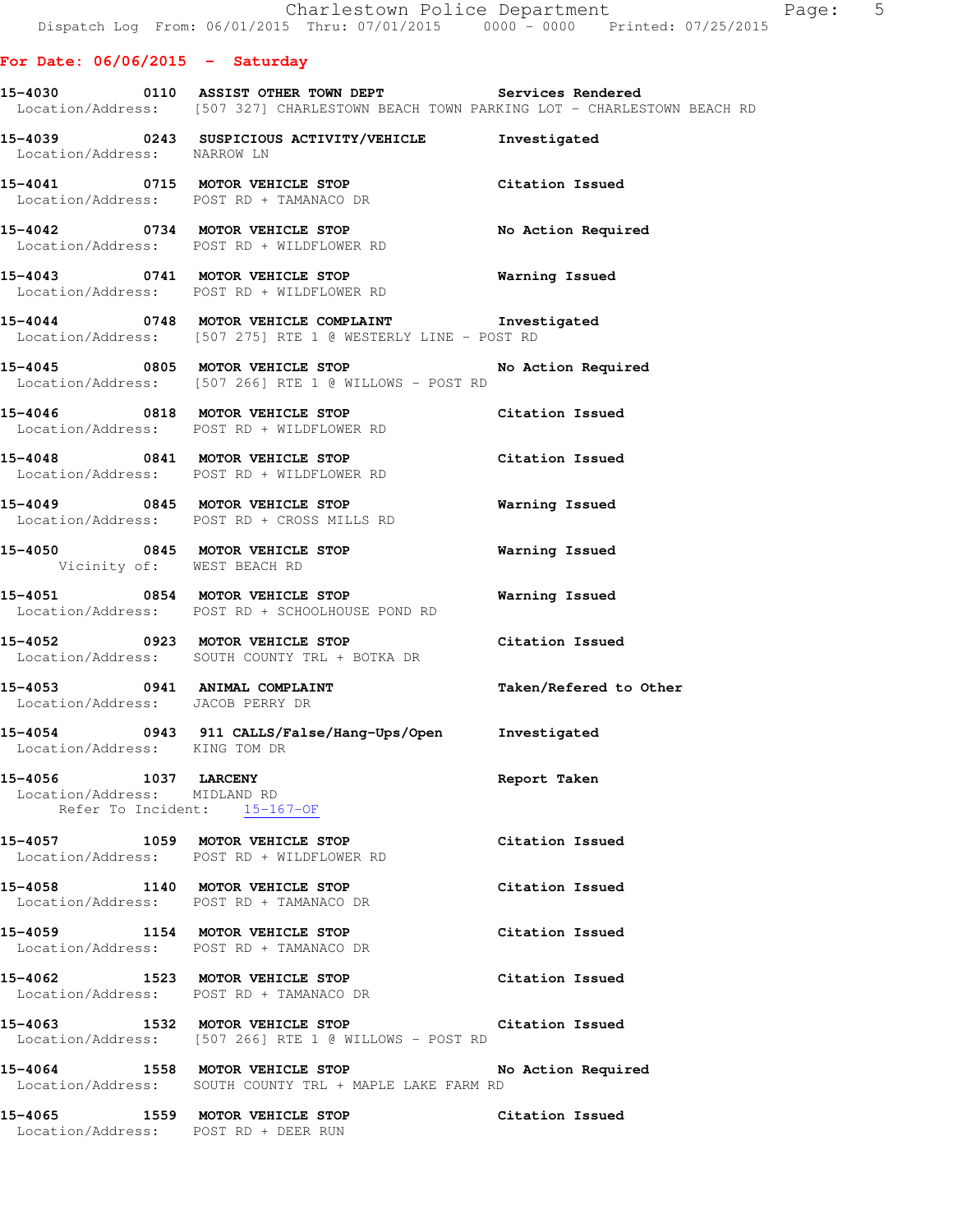## For Date: 06/06/2015 - Saturday

**15-4030 0110 ASSIST OTHER TOWN DEPT** Services Rendered
Location/Address: [507 327] CHARLESTOWN BEACH TOWN PARKING LOT - CHARLESTOWN BEACH RD

**15-4039 0243 SUSPICIOUS ACTIVITY/VEHICLE** Investigated
Location/Address: NARROW LN

**15-4041 0715 MOTOR VEHICLE STOP** Citation Issued
Location/Address: POST RD + TAMANACO DR

**15-4042 0734 MOTOR VEHICLE STOP** No Action Required
Location/Address: POST RD + WILDFLOWER RD

**15-4043 0741 MOTOR VEHICLE STOP** Warning Issued
Location/Address: POST RD + WILDFLOWER RD

**15-4044 0748 MOTOR VEHICLE COMPLAINT** Investigated
Location/Address: [507 275] RTE 1 @ WESTERLY LINE - POST RD

**15-4045 0805 MOTOR VEHICLE STOP** No Action Required
Location/Address: [507 266] RTE 1 @ WILLOWS - POST RD

**15-4046 0818 MOTOR VEHICLE STOP** Citation Issued
Location/Address: POST RD + WILDFLOWER RD

**15-4048 0841 MOTOR VEHICLE STOP** Citation Issued
Location/Address: POST RD + WILDFLOWER RD

**15-4049 0845 MOTOR VEHICLE STOP** Warning Issued
Location/Address: POST RD + CROSS MILLS RD

**15-4050 0845 MOTOR VEHICLE STOP** Warning Issued
Vicinity of: WEST BEACH RD

**15-4051 0854 MOTOR VEHICLE STOP** Warning Issued
Location/Address: POST RD + SCHOOLHOUSE POND RD

**15-4052 0923 MOTOR VEHICLE STOP** Citation Issued
Location/Address: SOUTH COUNTY TRL + BOTKA DR

**15-4053 0941 ANIMAL COMPLAINT** Taken/Refered to Other
Location/Address: JACOB PERRY DR

**15-4054 0943 911 CALLS/False/Hang-Ups/Open** Investigated
Location/Address: KING TOM DR

**15-4056 1037 LARCENY** Report Taken
Location/Address: MIDLAND RD
Refer To Incident: 15-167-OF

**15-4057 1059 MOTOR VEHICLE STOP** Citation Issued
Location/Address: POST RD + WILDFLOWER RD

**15-4058 1140 MOTOR VEHICLE STOP** Citation Issued
Location/Address: POST RD + TAMANACO DR

**15-4059 1154 MOTOR VEHICLE STOP** Citation Issued
Location/Address: POST RD + TAMANACO DR

**15-4062 1523 MOTOR VEHICLE STOP** Citation Issued
Location/Address: POST RD + TAMANACO DR

**15-4063 1532 MOTOR VEHICLE STOP** Citation Issued
Location/Address: [507 266] RTE 1 @ WILLOWS - POST RD

**15-4064 1558 MOTOR VEHICLE STOP** No Action Required
Location/Address: SOUTH COUNTY TRL + MAPLE LAKE FARM RD

**15-4065 1559 MOTOR VEHICLE STOP** Citation Issued
Location/Address: POST RD + DEER RUN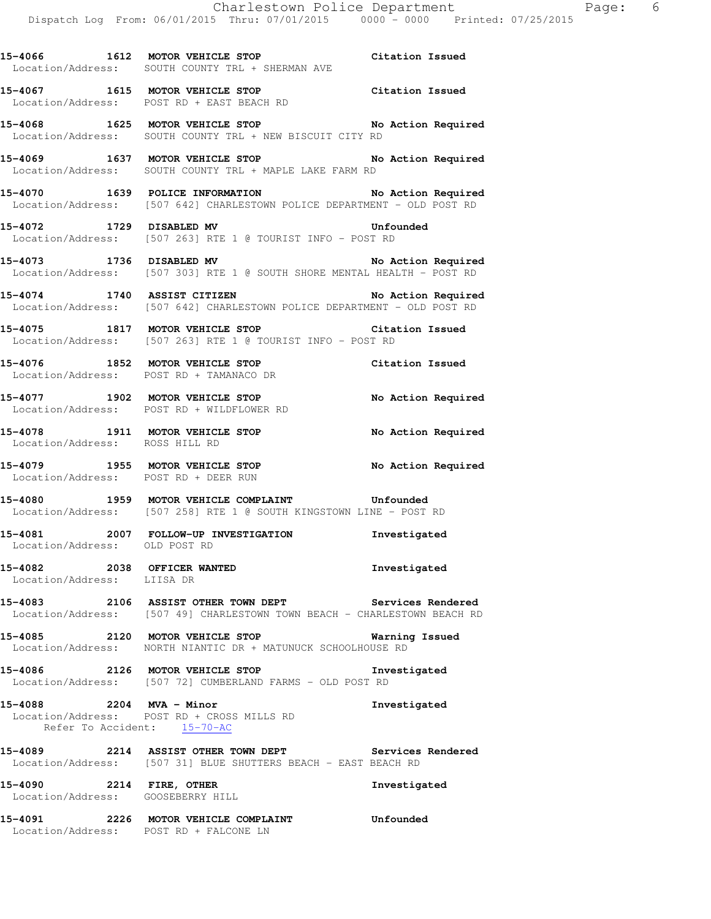**15-4066 1612 MOTOR VEHICLE STOP Citation Issued**
Location/Address: SOUTH COUNTY TRL + SHERMAN AVE

**15-4067 1615 MOTOR VEHICLE STOP Citation Issued**
Location/Address: POST RD + EAST BEACH RD

**15-4068 1625 MOTOR VEHICLE STOP No Action Required**
Location/Address: SOUTH COUNTY TRL + NEW BISCUIT CITY RD

**15-4069 1637 MOTOR VEHICLE STOP No Action Required**
Location/Address: SOUTH COUNTY TRL + MAPLE LAKE FARM RD

**15-4070 1639 POLICE INFORMATION No Action Required**
Location/Address: [507 642] CHARLESTOWN POLICE DEPARTMENT - OLD POST RD

**15-4072 1729 DISABLED MV Unfounded**
Location/Address: [507 263] RTE 1 @ TOURIST INFO - POST RD

**15-4073 1736 DISABLED MV No Action Required**
Location/Address: [507 303] RTE 1 @ SOUTH SHORE MENTAL HEALTH - POST RD

**15-4074 1740 ASSIST CITIZEN No Action Required**
Location/Address: [507 642] CHARLESTOWN POLICE DEPARTMENT - OLD POST RD

**15-4075 1817 MOTOR VEHICLE STOP Citation Issued**
Location/Address: [507 263] RTE 1 @ TOURIST INFO - POST RD

**15-4076 1852 MOTOR VEHICLE STOP Citation Issued**
Location/Address: POST RD + TAMANACO DR

**15-4077 1902 MOTOR VEHICLE STOP No Action Required**
Location/Address: POST RD + WILDFLOWER RD

**15-4078 1911 MOTOR VEHICLE STOP No Action Required**
Location/Address: ROSS HILL RD

**15-4079 1955 MOTOR VEHICLE STOP No Action Required**
Location/Address: POST RD + DEER RUN

**15-4080 1959 MOTOR VEHICLE COMPLAINT Unfounded**
Location/Address: [507 258] RTE 1 @ SOUTH KINGSTOWN LINE - POST RD

**15-4081 2007 FOLLOW-UP INVESTIGATION Investigated**
Location/Address: OLD POST RD

**15-4082 2038 OFFICER WANTED Investigated**
Location/Address: LIISA DR

**15-4083 2106 ASSIST OTHER TOWN DEPT Services Rendered**
Location/Address: [507 49] CHARLESTOWN TOWN BEACH - CHARLESTOWN BEACH RD

**15-4085 2120 MOTOR VEHICLE STOP Warning Issued**
Location/Address: NORTH NIANTIC DR + MATUNUCK SCHOOLHOUSE RD

**15-4086 2126 MOTOR VEHICLE STOP Investigated**
Location/Address: [507 72] CUMBERLAND FARMS - OLD POST RD

**15-4088 2204 MVA - Minor Investigated**
Location/Address: POST RD + CROSS MILLS RD
Refer To Accident: 15-70-AC

**15-4089 2214 ASSIST OTHER TOWN DEPT Services Rendered**
Location/Address: [507 31] BLUE SHUTTERS BEACH - EAST BEACH RD

**15-4090 2214 FIRE, OTHER Investigated**
Location/Address: GOOSEBERRY HILL

**15-4091 2226 MOTOR VEHICLE COMPLAINT Unfounded**
Location/Address: POST RD + FALCONE LN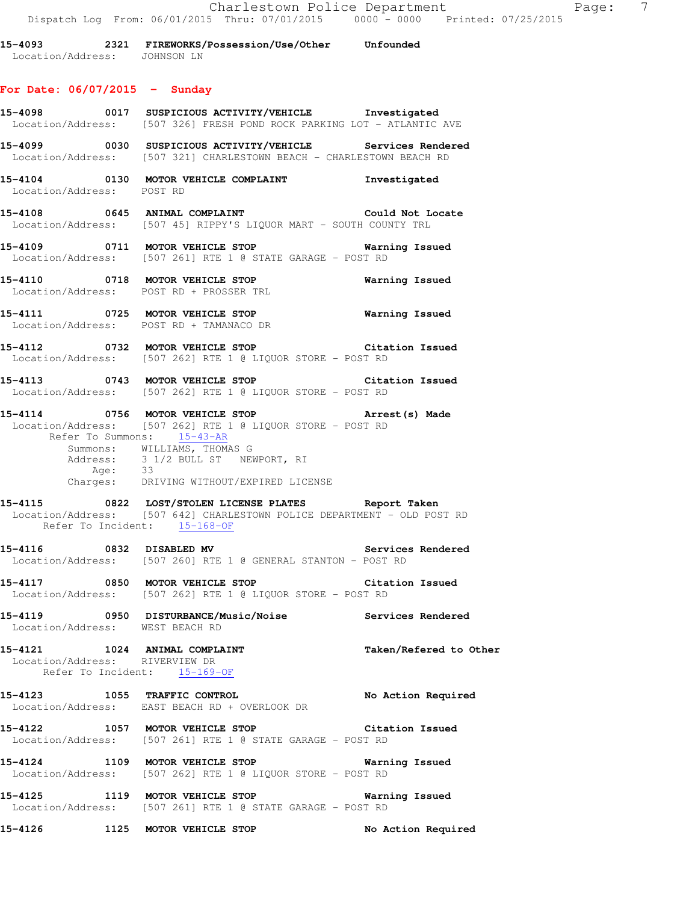15-4093 2321 FIREWORKS/Possession/Use/Other Unfounded
Location/Address: JOHNSON LN

**For Date: 06/07/2015 - Sunday**

15-4098 0017 SUSPICIOUS ACTIVITY/VEHICLE Investigated
Location/Address: [507 326] FRESH POND ROCK PARKING LOT - ATLANTIC AVE

15-4099 0030 SUSPICIOUS ACTIVITY/VEHICLE Services Rendered
Location/Address: [507 321] CHARLESTOWN BEACH - CHARLESTOWN BEACH RD

15-4104 0130 MOTOR VEHICLE COMPLAINT Investigated
Location/Address: POST RD

15-4108 0645 ANIMAL COMPLAINT Could Not Locate
Location/Address: [507 45] RIPPY'S LIQUOR MART - SOUTH COUNTY TRL

15-4109 0711 MOTOR VEHICLE STOP Warning Issued
Location/Address: [507 261] RTE 1 @ STATE GARAGE - POST RD

15-4110 0718 MOTOR VEHICLE STOP Warning Issued
Location/Address: POST RD + PROSSER TRL

15-4111 0725 MOTOR VEHICLE STOP Warning Issued
Location/Address: POST RD + TAMANACO DR

15-4112 0732 MOTOR VEHICLE STOP Citation Issued
Location/Address: [507 262] RTE 1 @ LIQUOR STORE - POST RD

15-4113 0743 MOTOR VEHICLE STOP Citation Issued
Location/Address: [507 262] RTE 1 @ LIQUOR STORE - POST RD

15-4114 0756 MOTOR VEHICLE STOP Arrest(s) Made
Location/Address: [507 262] RTE 1 @ LIQUOR STORE - POST RD
Refer To Summons: 15-43-AR
Summons: WILLIAMS, THOMAS G
Address: 3 1/2 BULL ST NEWPORT, RI
Age: 33
Charges: DRIVING WITHOUT/EXPIRED LICENSE

15-4115 0822 LOST/STOLEN LICENSE PLATES Report Taken
Location/Address: [507 642] CHARLESTOWN POLICE DEPARTMENT - OLD POST RD
Refer To Incident: 15-168-OF

15-4116 0832 DISABLED MV Services Rendered
Location/Address: [507 260] RTE 1 @ GENERAL STANTON - POST RD

15-4117 0850 MOTOR VEHICLE STOP Citation Issued
Location/Address: [507 262] RTE 1 @ LIQUOR STORE - POST RD

15-4119 0950 DISTURBANCE/Music/Noise Services Rendered
Location/Address: WEST BEACH RD

15-4121 1024 ANIMAL COMPLAINT Taken/Refered to Other
Location/Address: RIVERVIEW DR
Refer To Incident: 15-169-OF

15-4123 1055 TRAFFIC CONTROL No Action Required
Location/Address: EAST BEACH RD + OVERLOOK DR

15-4122 1057 MOTOR VEHICLE STOP Citation Issued
Location/Address: [507 261] RTE 1 @ STATE GARAGE - POST RD

15-4124 1109 MOTOR VEHICLE STOP Warning Issued
Location/Address: [507 262] RTE 1 @ LIQUOR STORE - POST RD

15-4125 1119 MOTOR VEHICLE STOP Warning Issued
Location/Address: [507 261] RTE 1 @ STATE GARAGE - POST RD

15-4126 1125 MOTOR VEHICLE STOP No Action Required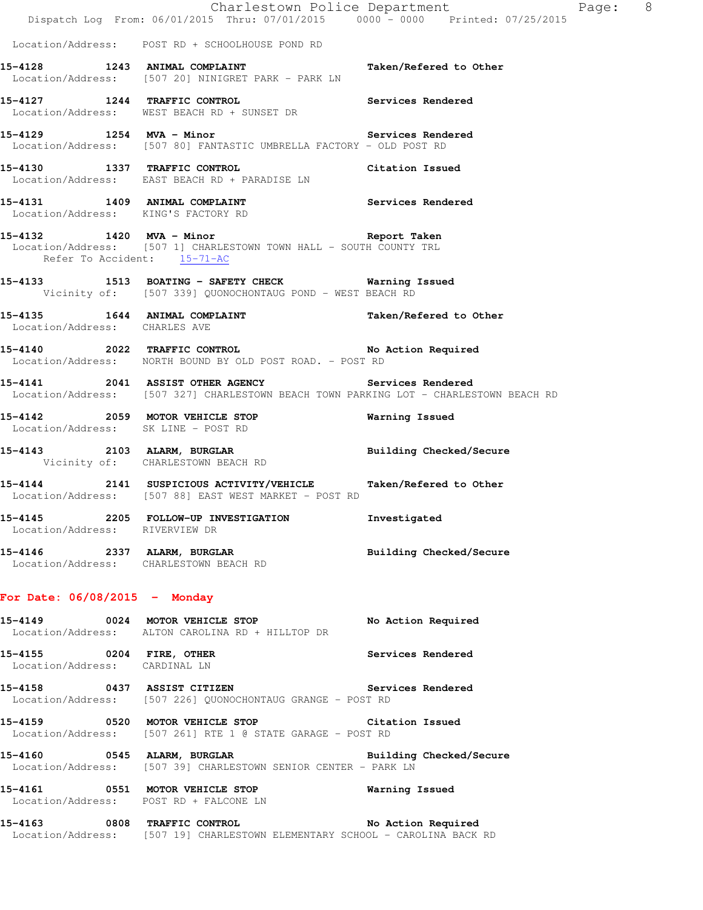Location/Address: POST RD + SCHOOLHOUSE POND RD

**15-4128 1243 ANIMAL COMPLAINT** **Taken/Refered to Other**
Location/Address: [507 20] NINIGRET PARK - PARK LN

**15-4127 1244 TRAFFIC CONTROL** **Services Rendered**
Location/Address: WEST BEACH RD + SUNSET DR

**15-4129 1254 MVA - Minor** **Services Rendered**
Location/Address: [507 80] FANTASTIC UMBRELLA FACTORY - OLD POST RD

**15-4130 1337 TRAFFIC CONTROL** **Citation Issued**
Location/Address: EAST BEACH RD + PARADISE LN

**15-4131 1409 ANIMAL COMPLAINT** **Services Rendered**
Location/Address: KING'S FACTORY RD

**15-4132 1420 MVA - Minor** **Report Taken**
Location/Address: [507 1] CHARLESTOWN TOWN HALL - SOUTH COUNTY TRL
Refer To Accident: 15-71-AC

**15-4133 1513 BOATING - SAFETY CHECK** **Warning Issued**
Vicinity of: [507 339] QUONOCHONTAUG POND - WEST BEACH RD

**15-4135 1644 ANIMAL COMPLAINT** **Taken/Refered to Other**
Location/Address: CHARLES AVE

**15-4140 2022 TRAFFIC CONTROL** **No Action Required**
Location/Address: NORTH BOUND BY OLD POST ROAD. - POST RD

**15-4141 2041 ASSIST OTHER AGENCY** **Services Rendered**
Location/Address: [507 327] CHARLESTOWN BEACH TOWN PARKING LOT - CHARLESTOWN BEACH RD

**15-4142 2059 MOTOR VEHICLE STOP** **Warning Issued**
Location/Address: SK LINE - POST RD

**15-4143 2103 ALARM, BURGLAR** **Building Checked/Secure**
Vicinity of: CHARLESTOWN BEACH RD

**15-4144 2141 SUSPICIOUS ACTIVITY/VEHICLE** **Taken/Refered to Other**
Location/Address: [507 88] EAST WEST MARKET - POST RD

**15-4145 2205 FOLLOW-UP INVESTIGATION** **Investigated**
Location/Address: RIVERVIEW DR

**15-4146 2337 ALARM, BURGLAR** **Building Checked/Secure**
Location/Address: CHARLESTOWN BEACH RD

## For Date: 06/08/2015 - Monday

**15-4149 0024 MOTOR VEHICLE STOP** **No Action Required**
Location/Address: ALTON CAROLINA RD + HILLTOP DR

**15-4155 0204 FIRE, OTHER** **Services Rendered**
Location/Address: CARDINAL LN

**15-4158 0437 ASSIST CITIZEN** **Services Rendered**
Location/Address: [507 226] QUONOCHONTAUG GRANGE - POST RD

**15-4159 0520 MOTOR VEHICLE STOP** **Citation Issued**
Location/Address: [507 261] RTE 1 @ STATE GARAGE - POST RD

**15-4160 0545 ALARM, BURGLAR** **Building Checked/Secure**
Location/Address: [507 39] CHARLESTOWN SENIOR CENTER - PARK LN

**15-4161 0551 MOTOR VEHICLE STOP** **Warning Issued**
Location/Address: POST RD + FALCONE LN

**15-4163 0808 TRAFFIC CONTROL** **No Action Required**
Location/Address: [507 19] CHARLESTOWN ELEMENTARY SCHOOL - CAROLINA BACK RD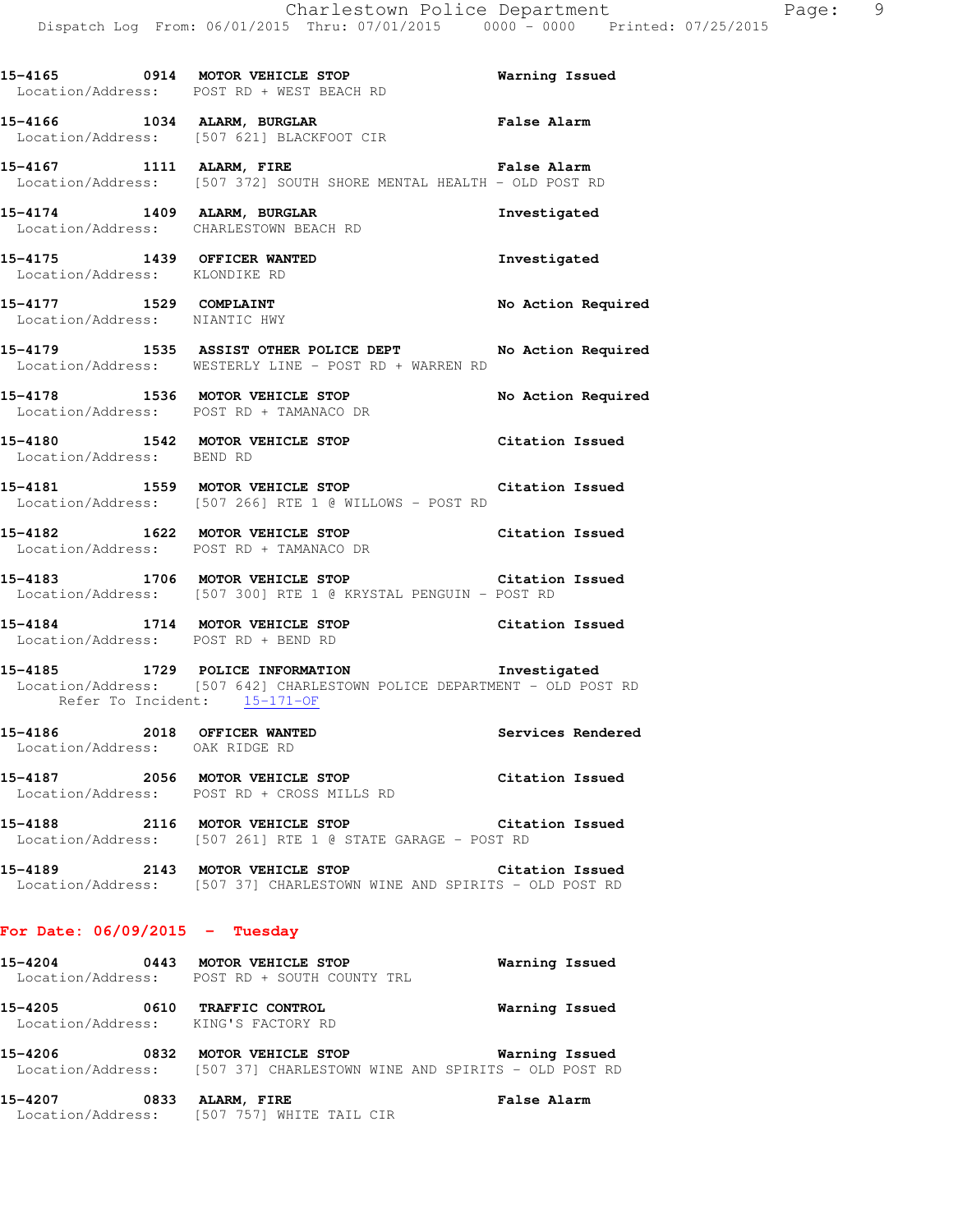**15-4165 0914 MOTOR VEHICLE STOP** **Warning Issued**
Location/Address: POST RD + WEST BEACH RD

**15-4166 1034 ALARM, BURGLAR** **False Alarm**
Location/Address: [507 621] BLACKFOOT CIR

**15-4167 1111 ALARM, FIRE** **False Alarm**
Location/Address: [507 372] SOUTH SHORE MENTAL HEALTH - OLD POST RD

**15-4174 1409 ALARM, BURGLAR** **Investigated**
Location/Address: CHARLESTOWN BEACH RD

**15-4175 1439 OFFICER WANTED** **Investigated**
Location/Address: KLONDIKE RD

**15-4177 1529 COMPLAINT** **No Action Required**
Location/Address: NIANTIC HWY

**15-4179 1535 ASSIST OTHER POLICE DEPT** **No Action Required**
Location/Address: WESTERLY LINE - POST RD + WARREN RD

**15-4178 1536 MOTOR VEHICLE STOP** **No Action Required**
Location/Address: POST RD + TAMANACO DR

**15-4180 1542 MOTOR VEHICLE STOP** **Citation Issued**
Location/Address: BEND RD

**15-4181 1559 MOTOR VEHICLE STOP** **Citation Issued**
Location/Address: [507 266] RTE 1 @ WILLOWS - POST RD

**15-4182 1622 MOTOR VEHICLE STOP** **Citation Issued**
Location/Address: POST RD + TAMANACO DR

**15-4183 1706 MOTOR VEHICLE STOP** **Citation Issued**
Location/Address: [507 300] RTE 1 @ KRYSTAL PENGUIN - POST RD

**15-4184 1714 MOTOR VEHICLE STOP** **Citation Issued**
Location/Address: POST RD + BEND RD

**15-4185 1729 POLICE INFORMATION** **Investigated**
Location/Address: [507 642] CHARLESTOWN POLICE DEPARTMENT - OLD POST RD
Refer To Incident: 15-171-OF

**15-4186 2018 OFFICER WANTED** **Services Rendered**
Location/Address: OAK RIDGE RD

**15-4187 2056 MOTOR VEHICLE STOP** **Citation Issued**
Location/Address: POST RD + CROSS MILLS RD

**15-4188 2116 MOTOR VEHICLE STOP** **Citation Issued**
Location/Address: [507 261] RTE 1 @ STATE GARAGE - POST RD

**15-4189 2143 MOTOR VEHICLE STOP** **Citation Issued**
Location/Address: [507 37] CHARLESTOWN WINE AND SPIRITS - OLD POST RD

## For Date: 06/09/2015 - Tuesday

**15-4204 0443 MOTOR VEHICLE STOP** **Warning Issued**
Location/Address: POST RD + SOUTH COUNTY TRL

**15-4205 0610 TRAFFIC CONTROL** **Warning Issued**
Location/Address: KING'S FACTORY RD

**15-4206 0832 MOTOR VEHICLE STOP** **Warning Issued**
Location/Address: [507 37] CHARLESTOWN WINE AND SPIRITS - OLD POST RD

**15-4207 0833 ALARM, FIRE** **False Alarm**
Location/Address: [507 757] WHITE TAIL CIR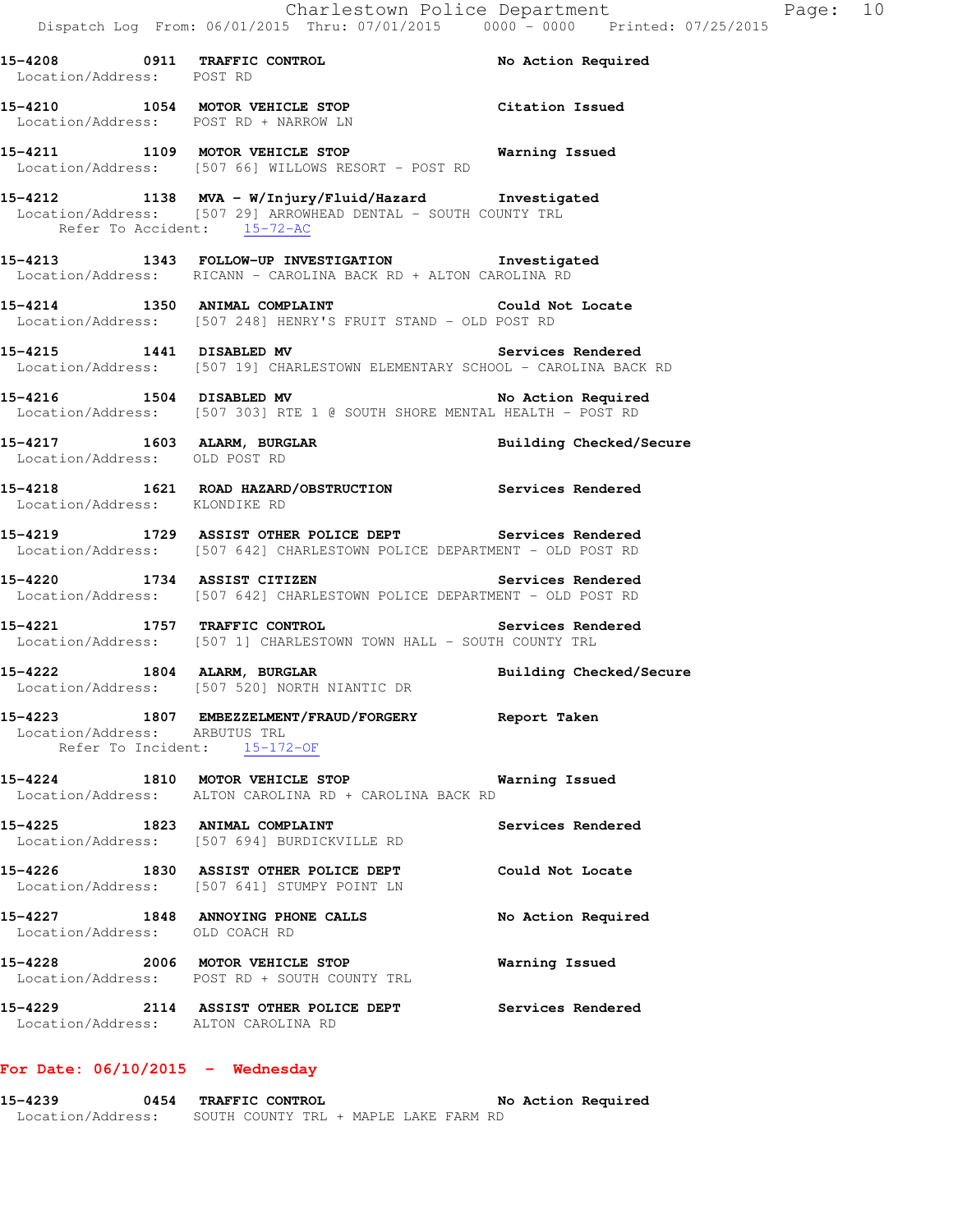**15-4208** 0911 **TRAFFIC CONTROL** **No Action Required**
Location/Address: POST RD

**15-4210** 1054 **MOTOR VEHICLE STOP** **Citation Issued**
Location/Address: POST RD + NARROW LN

**15-4211** 1109 **MOTOR VEHICLE STOP** **Warning Issued**
Location/Address: [507 66] WILLOWS RESORT - POST RD

**15-4212** 1138 **MVA - W/Injury/Fluid/Hazard** **Investigated**
Location/Address: [507 29] ARROWHEAD DENTAL - SOUTH COUNTY TRL
Refer To Accident: 15-72-AC

**15-4213** 1343 **FOLLOW-UP INVESTIGATION** **Investigated**
Location/Address: RICANN - CAROLINA BACK RD + ALTON CAROLINA RD

**15-4214** 1350 **ANIMAL COMPLAINT** **Could Not Locate**
Location/Address: [507 248] HENRY'S FRUIT STAND - OLD POST RD

**15-4215** 1441 **DISABLED MV** **Services Rendered**
Location/Address: [507 19] CHARLESTOWN ELEMENTARY SCHOOL - CAROLINA BACK RD

**15-4216** 1504 **DISABLED MV** **No Action Required**
Location/Address: [507 303] RTE 1 @ SOUTH SHORE MENTAL HEALTH - POST RD

**15-4217** 1603 **ALARM, BURGLAR** **Building Checked/Secure**
Location/Address: OLD POST RD

**15-4218** 1621 **ROAD HAZARD/OBSTRUCTION** **Services Rendered**
Location/Address: KLONDIKE RD

**15-4219** 1729 **ASSIST OTHER POLICE DEPT** **Services Rendered**
Location/Address: [507 642] CHARLESTOWN POLICE DEPARTMENT - OLD POST RD

**15-4220** 1734 **ASSIST CITIZEN** **Services Rendered**
Location/Address: [507 642] CHARLESTOWN POLICE DEPARTMENT - OLD POST RD

**15-4221** 1757 **TRAFFIC CONTROL** **Services Rendered**
Location/Address: [507 1] CHARLESTOWN TOWN HALL - SOUTH COUNTY TRL

**15-4222** 1804 **ALARM, BURGLAR** **Building Checked/Secure**
Location/Address: [507 520] NORTH NIANTIC DR

**15-4223** 1807 **EMBEZZELMENT/FRAUD/FORGERY** **Report Taken**
Location/Address: ARBUTUS TRL
Refer To Incident: 15-172-OF

**15-4224** 1810 **MOTOR VEHICLE STOP** **Warning Issued**
Location/Address: ALTON CAROLINA RD + CAROLINA BACK RD

**15-4225** 1823 **ANIMAL COMPLAINT** **Services Rendered**
Location/Address: [507 694] BURDICKVILLE RD

**15-4226** 1830 **ASSIST OTHER POLICE DEPT** **Could Not Locate**
Location/Address: [507 641] STUMPY POINT LN

**15-4227** 1848 **ANNOYING PHONE CALLS** **No Action Required**
Location/Address: OLD COACH RD

**15-4228** 2006 **MOTOR VEHICLE STOP** **Warning Issued**
Location/Address: POST RD + SOUTH COUNTY TRL

**15-4229** 2114 **ASSIST OTHER POLICE DEPT** **Services Rendered**
Location/Address: ALTON CAROLINA RD

## For Date: 06/10/2015 - Wednesday

**15-4239** 0454 **TRAFFIC CONTROL** **No Action Required**
Location/Address: SOUTH COUNTY TRL + MAPLE LAKE FARM RD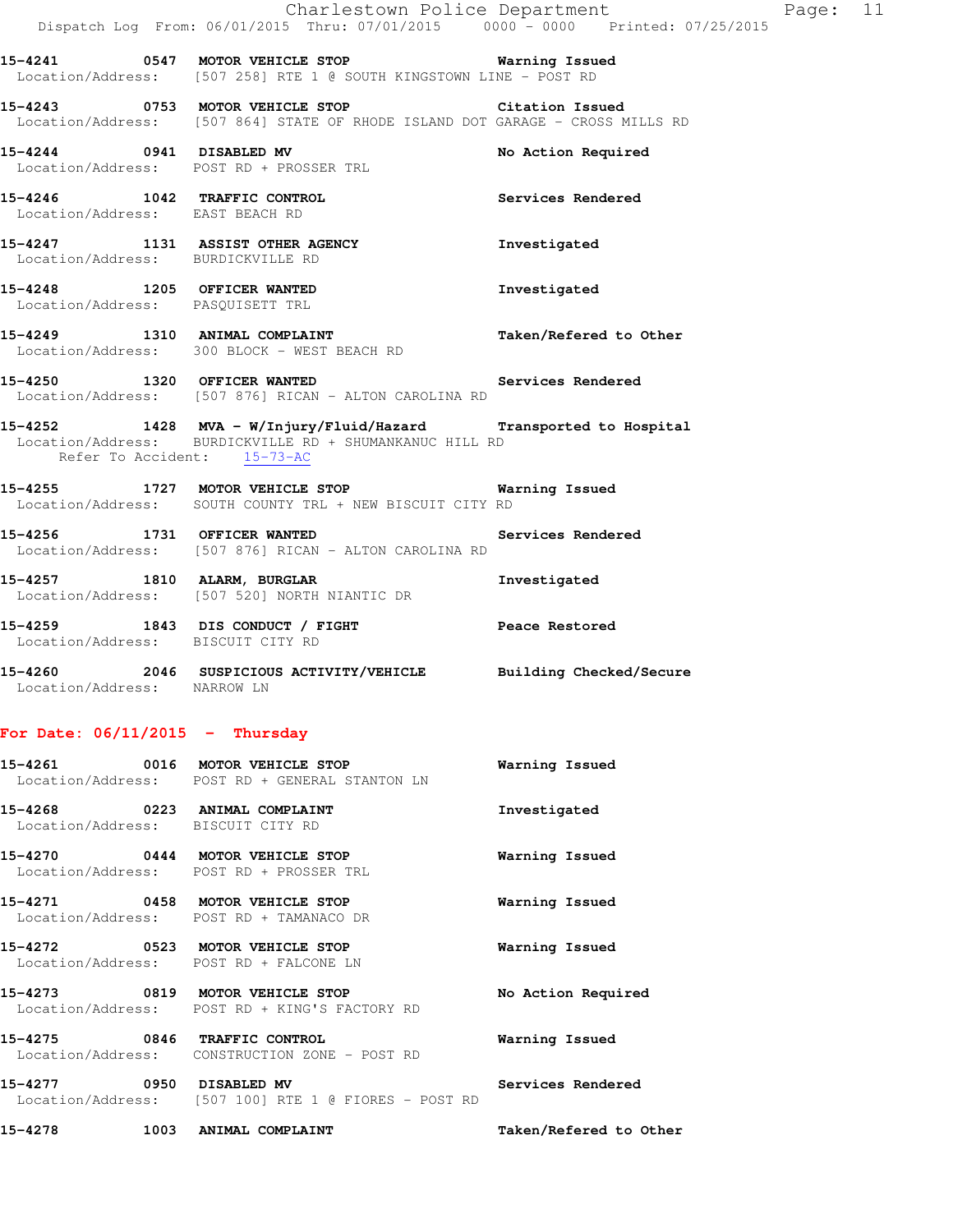15-4241 0547 **MOTOR VEHICLE STOP** **Warning Issued**
Location/Address: [507 258] RTE 1 @ SOUTH KINGSTOWN LINE - POST RD

15-4243 0753 **MOTOR VEHICLE STOP** **Citation Issued**
Location/Address: [507 864] STATE OF RHODE ISLAND DOT GARAGE - CROSS MILLS RD

15-4244 0941 **DISABLED MV** **No Action Required**
Location/Address: POST RD + PROSSER TRL

15-4246 1042 **TRAFFIC CONTROL** **Services Rendered**
Location/Address: EAST BEACH RD

15-4247 1131 **ASSIST OTHER AGENCY** **Investigated**
Location/Address: BURDICKVILLE RD

15-4248 1205 **OFFICER WANTED** **Investigated**
Location/Address: PASQUISETT TRL

15-4249 1310 **ANIMAL COMPLAINT** **Taken/Refered to Other**
Location/Address: 300 BLOCK - WEST BEACH RD

15-4250 1320 **OFFICER WANTED** **Services Rendered**
Location/Address: [507 876] RICAN - ALTON CAROLINA RD

15-4252 1428 **MVA - W/Injury/Fluid/Hazard** **Transported to Hospital**
Location/Address: BURDICKVILLE RD + SHUMANKANUC HILL RD
Refer To Accident: 15-73-AC

15-4255 1727 **MOTOR VEHICLE STOP** **Warning Issued**
Location/Address: SOUTH COUNTY TRL + NEW BISCUIT CITY RD

15-4256 1731 **OFFICER WANTED** **Services Rendered**
Location/Address: [507 876] RICAN - ALTON CAROLINA RD

15-4257 1810 **ALARM, BURGLAR** **Investigated**
Location/Address: [507 520] NORTH NIANTIC DR

15-4259 1843 **DIS CONDUCT / FIGHT** **Peace Restored**
Location/Address: BISCUIT CITY RD

15-4260 2046 **SUSPICIOUS ACTIVITY/VEHICLE** **Building Checked/Secure**
Location/Address: NARROW LN

## For Date: 06/11/2015 - Thursday

15-4261 0016 **MOTOR VEHICLE STOP** **Warning Issued**
Location/Address: POST RD + GENERAL STANTON LN

15-4268 0223 **ANIMAL COMPLAINT** **Investigated**
Location/Address: BISCUIT CITY RD

15-4270 0444 **MOTOR VEHICLE STOP** **Warning Issued**
Location/Address: POST RD + PROSSER TRL

15-4271 0458 **MOTOR VEHICLE STOP** **Warning Issued**
Location/Address: POST RD + TAMANACO DR

15-4272 0523 **MOTOR VEHICLE STOP** **Warning Issued**
Location/Address: POST RD + FALCONE LN

15-4273 0819 **MOTOR VEHICLE STOP** **No Action Required**
Location/Address: POST RD + KING'S FACTORY RD

15-4275 0846 **TRAFFIC CONTROL** **Warning Issued**
Location/Address: CONSTRUCTION ZONE - POST RD

15-4277 0950 **DISABLED MV** **Services Rendered**
Location/Address: [507 100] RTE 1 @ FIORES - POST RD

15-4278 1003 **ANIMAL COMPLAINT** **Taken/Refered to Other**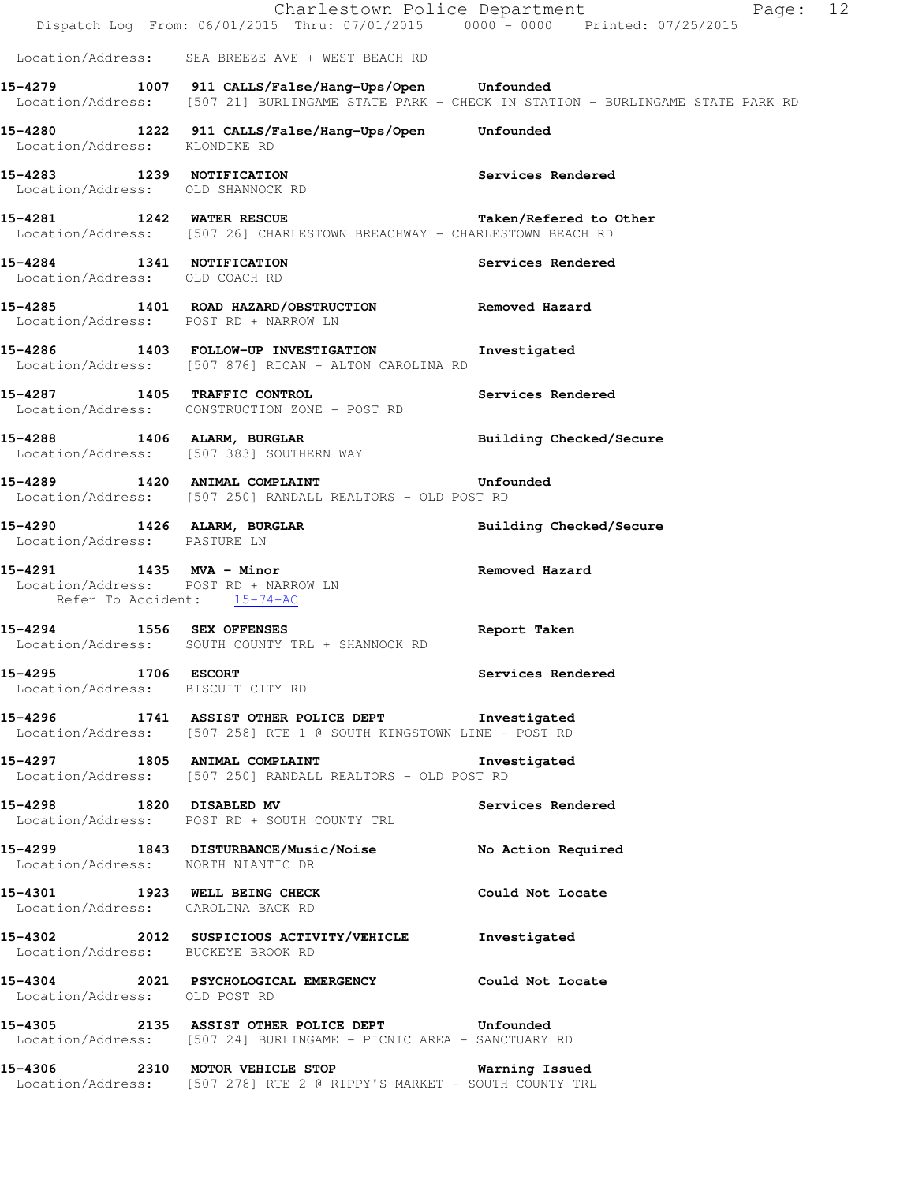Location/Address: SEA BREEZE AVE + WEST BEACH RD

**15-4279 1007 911 CALLS/False/Hang-Ups/Open Unfounded**
Location/Address: [507 21] BURLINGAME STATE PARK - CHECK IN STATION - BURLINGAME STATE PARK RD

**15-4280 1222 911 CALLS/False/Hang-Ups/Open Unfounded**
Location/Address: KLONDIKE RD

**15-4283 1239 NOTIFICATION Services Rendered**
Location/Address: OLD SHANNOCK RD

**15-4281 1242 WATER RESCUE Taken/Refered to Other**
Location/Address: [507 26] CHARLESTOWN BREACHWAY - CHARLESTOWN BEACH RD

**15-4284 1341 NOTIFICATION Services Rendered**
Location/Address: OLD COACH RD

**15-4285 1401 ROAD HAZARD/OBSTRUCTION Removed Hazard**
Location/Address: POST RD + NARROW LN

**15-4286 1403 FOLLOW-UP INVESTIGATION Investigated**
Location/Address: [507 876] RICAN - ALTON CAROLINA RD

**15-4287 1405 TRAFFIC CONTROL Services Rendered**
Location/Address: CONSTRUCTION ZONE - POST RD

**15-4288 1406 ALARM, BURGLAR Building Checked/Secure**
Location/Address: [507 383] SOUTHERN WAY

**15-4289 1420 ANIMAL COMPLAINT Unfounded**
Location/Address: [507 250] RANDALL REALTORS - OLD POST RD

**15-4290 1426 ALARM, BURGLAR Building Checked/Secure**
Location/Address: PASTURE LN

**15-4291 1435 MVA - Minor Removed Hazard**
Location/Address: POST RD + NARROW LN
Refer To Accident: 15-74-AC

**15-4294 1556 SEX OFFENSES Report Taken**
Location/Address: SOUTH COUNTY TRL + SHANNOCK RD

**15-4295 1706 ESCORT Services Rendered**
Location/Address: BISCUIT CITY RD

**15-4296 1741 ASSIST OTHER POLICE DEPT Investigated**
Location/Address: [507 258] RTE 1 @ SOUTH KINGSTOWN LINE - POST RD

**15-4297 1805 ANIMAL COMPLAINT Investigated**
Location/Address: [507 250] RANDALL REALTORS - OLD POST RD

**15-4298 1820 DISABLED MV Services Rendered**
Location/Address: POST RD + SOUTH COUNTY TRL

**15-4299 1843 DISTURBANCE/Music/Noise No Action Required**
Location/Address: NORTH NIANTIC DR

**15-4301 1923 WELL BEING CHECK Could Not Locate**
Location/Address: CAROLINA BACK RD

**15-4302 2012 SUSPICIOUS ACTIVITY/VEHICLE Investigated**
Location/Address: BUCKEYE BROOK RD

**15-4304 2021 PSYCHOLOGICAL EMERGENCY Could Not Locate**
Location/Address: OLD POST RD

**15-4305 2135 ASSIST OTHER POLICE DEPT Unfounded**
Location/Address: [507 24] BURLINGAME - PICNIC AREA - SANCTUARY RD

**15-4306 2310 MOTOR VEHICLE STOP Warning Issued**
Location/Address: [507 278] RTE 2 @ RIPPY'S MARKET - SOUTH COUNTY TRL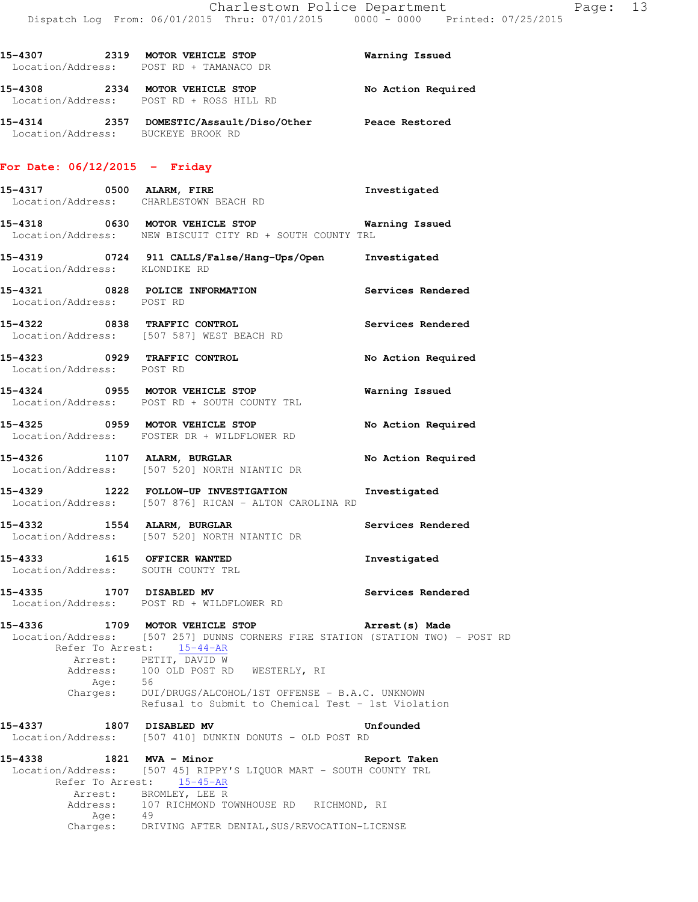**15-4307 2319 MOTOR VEHICLE STOP** Warning Issued
Location/Address: POST RD + TAMANACO DR

**15-4308 2334 MOTOR VEHICLE STOP** No Action Required
Location/Address: POST RD + ROSS HILL RD

**15-4314 2357 DOMESTIC/Assault/Diso/Other** Peace Restored
Location/Address: BUCKEYE BROOK RD

## For Date: 06/12/2015 - Friday

**15-4317 0500 ALARM, FIRE** Investigated
Location/Address: CHARLESTOWN BEACH RD

**15-4318 0630 MOTOR VEHICLE STOP** Warning Issued
Location/Address: NEW BISCUIT CITY RD + SOUTH COUNTY TRL

**15-4319 0724 911 CALLS/False/Hang-Ups/Open** Investigated
Location/Address: KLONDIKE RD

**15-4321 0828 POLICE INFORMATION** Services Rendered
Location/Address: POST RD

**15-4322 0838 TRAFFIC CONTROL** Services Rendered
Location/Address: [507 587] WEST BEACH RD

**15-4323 0929 TRAFFIC CONTROL** No Action Required
Location/Address: POST RD

**15-4324 0955 MOTOR VEHICLE STOP** Warning Issued
Location/Address: POST RD + SOUTH COUNTY TRL

**15-4325 0959 MOTOR VEHICLE STOP** No Action Required
Location/Address: FOSTER DR + WILDFLOWER RD

**15-4326 1107 ALARM, BURGLAR** No Action Required
Location/Address: [507 520] NORTH NIANTIC DR

**15-4329 1222 FOLLOW-UP INVESTIGATION** Investigated
Location/Address: [507 876] RICAN - ALTON CAROLINA RD

**15-4332 1554 ALARM, BURGLAR** Services Rendered
Location/Address: [507 520] NORTH NIANTIC DR

**15-4333 1615 OFFICER WANTED** Investigated
Location/Address: SOUTH COUNTY TRL

**15-4335 1707 DISABLED MV** Services Rendered
Location/Address: POST RD + WILDFLOWER RD

**15-4336 1709 MOTOR VEHICLE STOP** Arrest(s) Made
Location/Address: [507 257] DUNNS CORNERS FIRE STATION (STATION TWO) - POST RD
Refer To Arrest: 15-44-AR
Arrest: PETIT, DAVID W
Address: 100 OLD POST RD WESTERLY, RI
Age: 56
Charges: DUI/DRUGS/ALCOHOL/1ST OFFENSE - B.A.C. UNKNOWN
Refusal to Submit to Chemical Test - 1st Violation

**15-4337 1807 DISABLED MV** Unfounded
Location/Address: [507 410] DUNKIN DONUTS - OLD POST RD

**15-4338 1821 MVA - Minor** Report Taken
Location/Address: [507 45] RIPPY'S LIQUOR MART - SOUTH COUNTY TRL
Refer To Arrest: 15-45-AR
Arrest: BROMLEY, LEE R
Address: 107 RICHMOND TOWNHOUSE RD RICHMOND, RI
Age: 49
Charges: DRIVING AFTER DENIAL,SUS/REVOCATION-LICENSE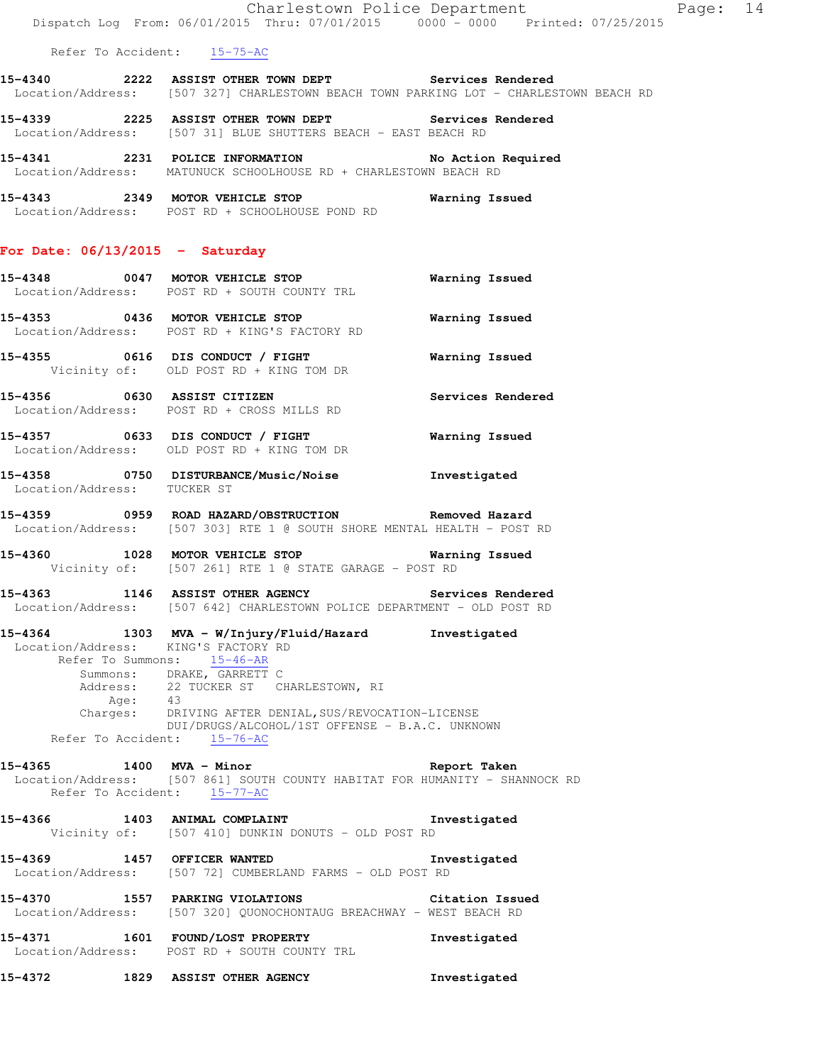Refer To Accident: 15-75-AC

**15-4340** 2222 **ASSIST OTHER TOWN DEPT** **Services Rendered**
Location/Address: [507 327] CHARLESTOWN BEACH TOWN PARKING LOT - CHARLESTOWN BEACH RD

**15-4339** 2225 **ASSIST OTHER TOWN DEPT** **Services Rendered**
Location/Address: [507 31] BLUE SHUTTERS BEACH - EAST BEACH RD

**15-4341** 2231 **POLICE INFORMATION** **No Action Required**
Location/Address: MATUNUCK SCHOOLHOUSE RD + CHARLESTOWN BEACH RD

**15-4343** 2349 **MOTOR VEHICLE STOP** **Warning Issued**
Location/Address: POST RD + SCHOOLHOUSE POND RD

## For Date: 06/13/2015 - Saturday

**15-4348** 0047 **MOTOR VEHICLE STOP** **Warning Issued**
Location/Address: POST RD + SOUTH COUNTY TRL

**15-4353** 0436 **MOTOR VEHICLE STOP** **Warning Issued**
Location/Address: POST RD + KING'S FACTORY RD

**15-4355** 0616 **DIS CONDUCT / FIGHT** **Warning Issued**
Vicinity of: OLD POST RD + KING TOM DR

**15-4356** 0630 **ASSIST CITIZEN** **Services Rendered**
Location/Address: POST RD + CROSS MILLS RD

**15-4357** 0633 **DIS CONDUCT / FIGHT** **Warning Issued**
Location/Address: OLD POST RD + KING TOM DR

**15-4358** 0750 **DISTURBANCE/Music/Noise** **Investigated**
Location/Address: TUCKER ST

**15-4359** 0959 **ROAD HAZARD/OBSTRUCTION** **Removed Hazard**
Location/Address: [507 303] RTE 1 @ SOUTH SHORE MENTAL HEALTH - POST RD

**15-4360** 1028 **MOTOR VEHICLE STOP** **Warning Issued**
Vicinity of: [507 261] RTE 1 @ STATE GARAGE - POST RD

**15-4363** 1146 **ASSIST OTHER AGENCY** **Services Rendered**
Location/Address: [507 642] CHARLESTOWN POLICE DEPARTMENT - OLD POST RD

**15-4364** 1303 **MVA - W/Injury/Fluid/Hazard** **Investigated**
Location/Address: KING'S FACTORY RD
Refer To Summons: 15-46-AR
Summons: DRAKE, GARRETT C
Address: 22 TUCKER ST CHARLESTOWN, RI
Age: 43
Charges: DRIVING AFTER DENIAL,SUS/REVOCATION-LICENSE
DUI/DRUGS/ALCOHOL/1ST OFFENSE - B.A.C. UNKNOWN
Refer To Accident: 15-76-AC

**15-4365** 1400 **MVA - Minor** **Report Taken**
Location/Address: [507 861] SOUTH COUNTY HABITAT FOR HUMANITY - SHANNOCK RD
Refer To Accident: 15-77-AC

**15-4366** 1403 **ANIMAL COMPLAINT** **Investigated**
Vicinity of: [507 410] DUNKIN DONUTS - OLD POST RD

**15-4369** 1457 **OFFICER WANTED** **Investigated**
Location/Address: [507 72] CUMBERLAND FARMS - OLD POST RD

**15-4370** 1557 **PARKING VIOLATIONS** **Citation Issued**
Location/Address: [507 320] QUONOCHONTAUG BREACHWAY - WEST BEACH RD

**15-4371** 1601 **FOUND/LOST PROPERTY** **Investigated**
Location/Address: POST RD + SOUTH COUNTY TRL

**15-4372** 1829 **ASSIST OTHER AGENCY** **Investigated**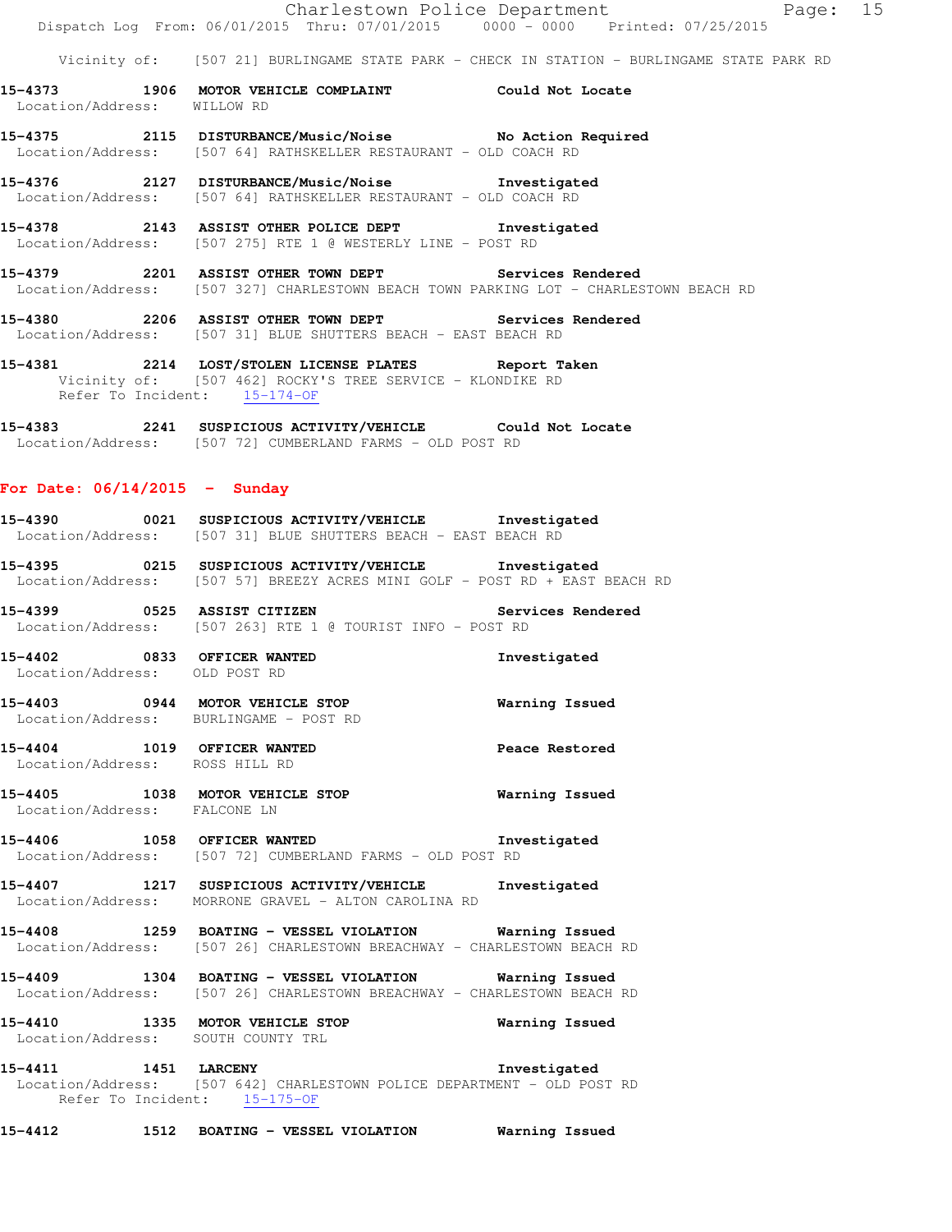Vicinity of: [507 21] BURLINGAME STATE PARK - CHECK IN STATION - BURLINGAME STATE PARK RD

**15-4373 1906 MOTOR VEHICLE COMPLAINT Could Not Locate**
Location/Address: WILLOW RD

**15-4375 2115 DISTURBANCE/Music/Noise No Action Required**
Location/Address: [507 64] RATHSKELLER RESTAURANT - OLD COACH RD

**15-4376 2127 DISTURBANCE/Music/Noise Investigated**
Location/Address: [507 64] RATHSKELLER RESTAURANT - OLD COACH RD

**15-4378 2143 ASSIST OTHER POLICE DEPT Investigated**
Location/Address: [507 275] RTE 1 @ WESTERLY LINE - POST RD

**15-4379 2201 ASSIST OTHER TOWN DEPT Services Rendered**
Location/Address: [507 327] CHARLESTOWN BEACH TOWN PARKING LOT - CHARLESTOWN BEACH RD

**15-4380 2206 ASSIST OTHER TOWN DEPT Services Rendered**
Location/Address: [507 31] BLUE SHUTTERS BEACH - EAST BEACH RD

**15-4381 2214 LOST/STOLEN LICENSE PLATES Report Taken**
Vicinity of: [507 462] ROCKY'S TREE SERVICE - KLONDIKE RD
Refer To Incident: 15-174-OF

**15-4383 2241 SUSPICIOUS ACTIVITY/VEHICLE Could Not Locate**
Location/Address: [507 72] CUMBERLAND FARMS - OLD POST RD

## For Date: 06/14/2015 - Sunday

**15-4390 0021 SUSPICIOUS ACTIVITY/VEHICLE Investigated**
Location/Address: [507 31] BLUE SHUTTERS BEACH - EAST BEACH RD

**15-4395 0215 SUSPICIOUS ACTIVITY/VEHICLE Investigated**
Location/Address: [507 57] BREEZY ACRES MINI GOLF - POST RD + EAST BEACH RD

**15-4399 0525 ASSIST CITIZEN Services Rendered**
Location/Address: [507 263] RTE 1 @ TOURIST INFO - POST RD

**15-4402 0833 OFFICER WANTED Investigated**
Location/Address: OLD POST RD

**15-4403 0944 MOTOR VEHICLE STOP Warning Issued**
Location/Address: BURLINGAME - POST RD

**15-4404 1019 OFFICER WANTED Peace Restored**
Location/Address: ROSS HILL RD

**15-4405 1038 MOTOR VEHICLE STOP Warning Issued**
Location/Address: FALCONE LN

**15-4406 1058 OFFICER WANTED Investigated**
Location/Address: [507 72] CUMBERLAND FARMS - OLD POST RD

**15-4407 1217 SUSPICIOUS ACTIVITY/VEHICLE Investigated**
Location/Address: MORRONE GRAVEL - ALTON CAROLINA RD

**15-4408 1259 BOATING - VESSEL VIOLATION Warning Issued**
Location/Address: [507 26] CHARLESTOWN BREACHWAY - CHARLESTOWN BEACH RD

**15-4409 1304 BOATING - VESSEL VIOLATION Warning Issued**
Location/Address: [507 26] CHARLESTOWN BREACHWAY - CHARLESTOWN BEACH RD

**15-4410 1335 MOTOR VEHICLE STOP Warning Issued**
Location/Address: SOUTH COUNTY TRL

**15-4411 1451 LARCENY Investigated**
Location/Address: [507 642] CHARLESTOWN POLICE DEPARTMENT - OLD POST RD
Refer To Incident: 15-175-OF

**15-4412 1512 BOATING - VESSEL VIOLATION Warning Issued**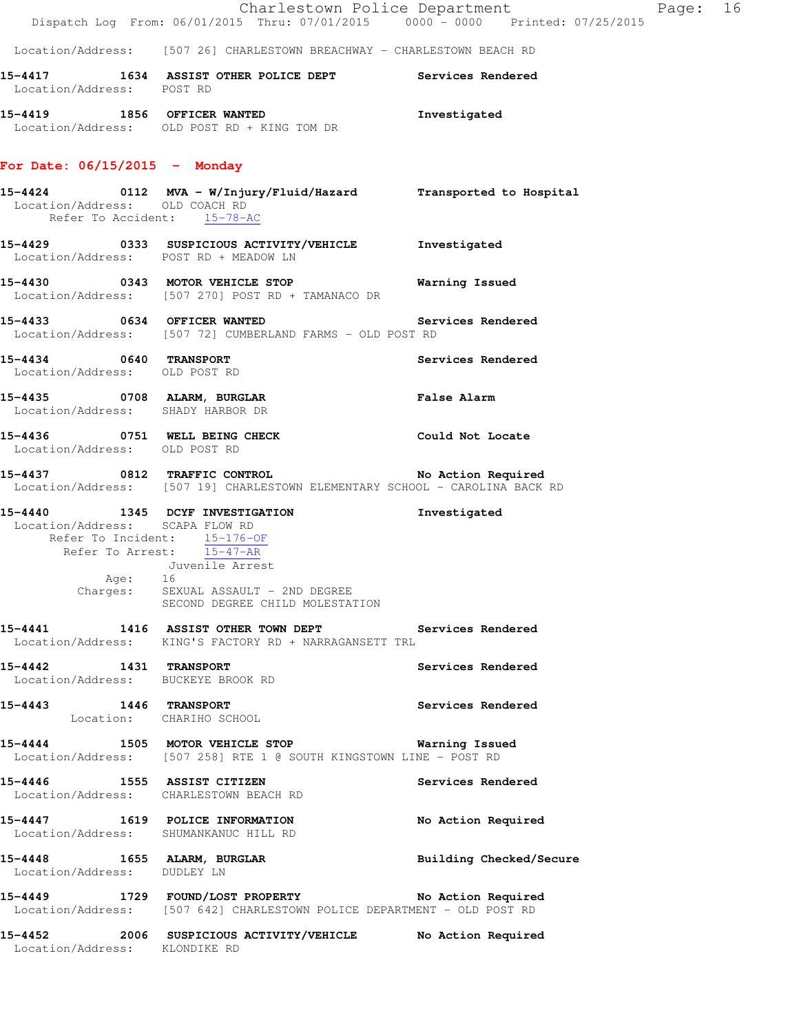Location/Address: [507 26] CHARLESTOWN BREACHWAY - CHARLESTOWN BEACH RD

**15-4417 1634 ASSIST OTHER POLICE DEPT** **Services Rendered**
Location/Address: POST RD

**15-4419 1856 OFFICER WANTED** **Investigated**
Location/Address: OLD POST RD + KING TOM DR

## For Date: 06/15/2015 - Monday

**15-4424 0112 MVA - W/Injury/Fluid/Hazard** **Transported to Hospital**
Location/Address: OLD COACH RD
Refer To Accident: 15-78-AC

**15-4429 0333 SUSPICIOUS ACTIVITY/VEHICLE** **Investigated**
Location/Address: POST RD + MEADOW LN

**15-4430 0343 MOTOR VEHICLE STOP** **Warning Issued**
Location/Address: [507 270] POST RD + TAMANACO DR

**15-4433 0634 OFFICER WANTED** **Services Rendered**
Location/Address: [507 72] CUMBERLAND FARMS - OLD POST RD

**15-4434 0640 TRANSPORT** **Services Rendered**
Location/Address: OLD POST RD

**15-4435 0708 ALARM, BURGLAR** **False Alarm**
Location/Address: SHADY HARBOR DR

**15-4436 0751 WELL BEING CHECK** **Could Not Locate**
Location/Address: OLD POST RD

**15-4437 0812 TRAFFIC CONTROL** **No Action Required**
Location/Address: [507 19] CHARLESTOWN ELEMENTARY SCHOOL - CAROLINA BACK RD

**15-4440 1345 DCYF INVESTIGATION** **Investigated**
Location/Address: SCAPA FLOW RD
Refer To Incident: 15-176-OF
Refer To Arrest: 15-47-AR
Juvenile Arrest
Age: 16
Charges: SEXUAL ASSAULT - 2ND DEGREE
SECOND DEGREE CHILD MOLESTATION

**15-4441 1416 ASSIST OTHER TOWN DEPT** **Services Rendered**
Location/Address: KING'S FACTORY RD + NARRAGANSETT TRL

**15-4442 1431 TRANSPORT** **Services Rendered**
Location/Address: BUCKEYE BROOK RD

**15-4443 1446 TRANSPORT** **Services Rendered**
Location: CHARIHO SCHOOL

**15-4444 1505 MOTOR VEHICLE STOP** **Warning Issued**
Location/Address: [507 258] RTE 1 @ SOUTH KINGSTOWN LINE - POST RD

**15-4446 1555 ASSIST CITIZEN** **Services Rendered**
Location/Address: CHARLESTOWN BEACH RD

**15-4447 1619 POLICE INFORMATION** **No Action Required**
Location/Address: SHUMANKANUC HILL RD

**15-4448 1655 ALARM, BURGLAR** **Building Checked/Secure**
Location/Address: DUDLEY LN

**15-4449 1729 FOUND/LOST PROPERTY** **No Action Required**
Location/Address: [507 642] CHARLESTOWN POLICE DEPARTMENT - OLD POST RD

**15-4452 2006 SUSPICIOUS ACTIVITY/VEHICLE** **No Action Required**
Location/Address: KLONDIKE RD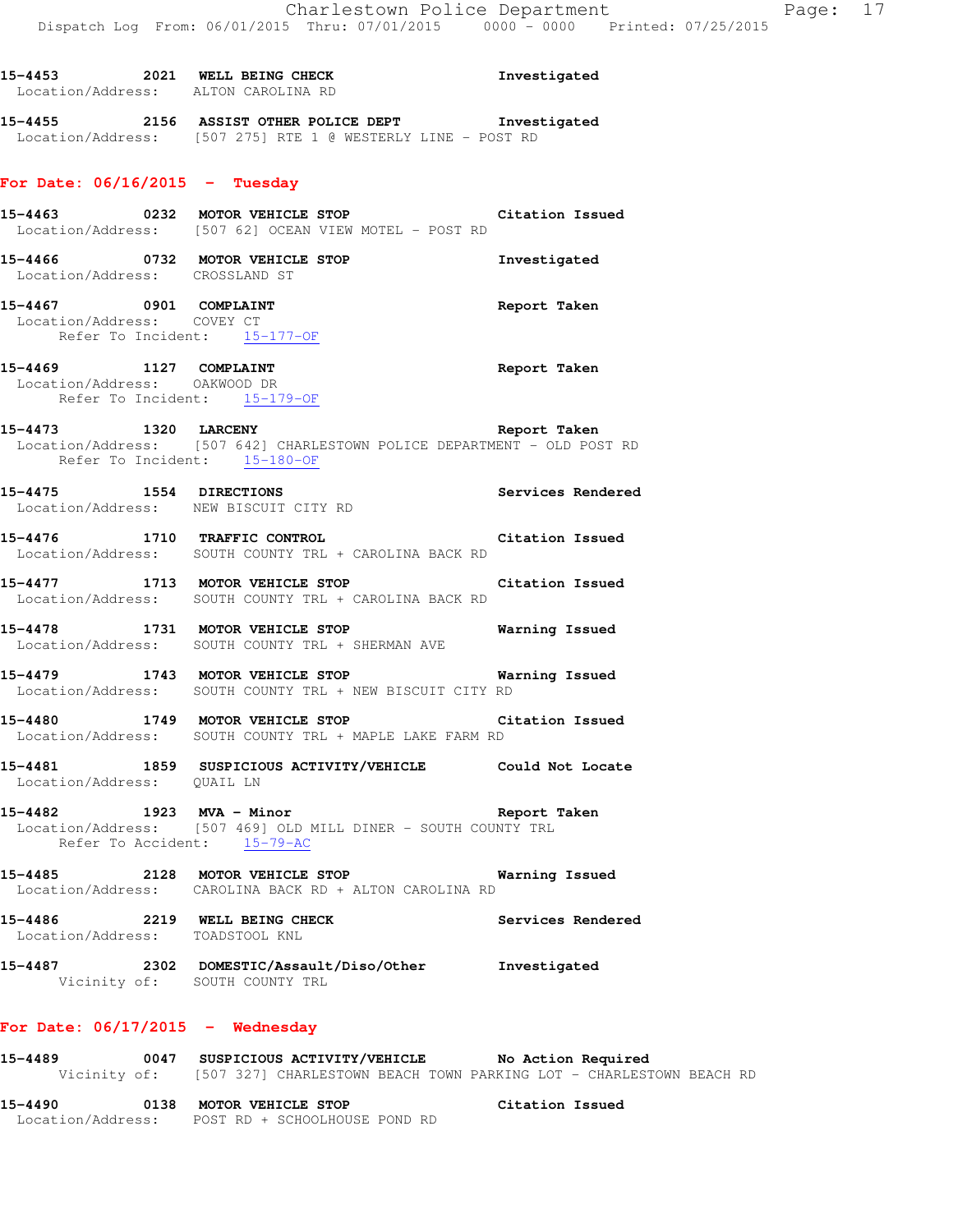15-4453 2021 **WELL BEING CHECK** Investigated
Location/Address: ALTON CAROLINA RD

15-4455 2156 **ASSIST OTHER POLICE DEPT** Investigated
Location/Address: [507 275] RTE 1 @ WESTERLY LINE - POST RD

## For Date: 06/16/2015 - Tuesday

15-4463 0232 **MOTOR VEHICLE STOP** Citation Issued
Location/Address: [507 62] OCEAN VIEW MOTEL - POST RD

15-4466 0732 **MOTOR VEHICLE STOP** Investigated
Location/Address: CROSSLAND ST

15-4467 0901 **COMPLAINT** Report Taken
Location/Address: COVEY CT
Refer To Incident: 15-177-OF

15-4469 1127 **COMPLAINT** Report Taken
Location/Address: OAKWOOD DR
Refer To Incident: 15-179-OF

15-4473 1320 **LARCENY** Report Taken
Location/Address: [507 642] CHARLESTOWN POLICE DEPARTMENT - OLD POST RD
Refer To Incident: 15-180-OF

15-4475 1554 **DIRECTIONS** Services Rendered
Location/Address: NEW BISCUIT CITY RD

15-4476 1710 **TRAFFIC CONTROL** Citation Issued
Location/Address: SOUTH COUNTY TRL + CAROLINA BACK RD

15-4477 1713 **MOTOR VEHICLE STOP** Citation Issued
Location/Address: SOUTH COUNTY TRL + CAROLINA BACK RD

15-4478 1731 **MOTOR VEHICLE STOP** Warning Issued
Location/Address: SOUTH COUNTY TRL + SHERMAN AVE

15-4479 1743 **MOTOR VEHICLE STOP** Warning Issued
Location/Address: SOUTH COUNTY TRL + NEW BISCUIT CITY RD

15-4480 1749 **MOTOR VEHICLE STOP** Citation Issued
Location/Address: SOUTH COUNTY TRL + MAPLE LAKE FARM RD

15-4481 1859 **SUSPICIOUS ACTIVITY/VEHICLE** Could Not Locate
Location/Address: QUAIL LN

15-4482 1923 **MVA - Minor** Report Taken
Location/Address: [507 469] OLD MILL DINER - SOUTH COUNTY TRL
Refer To Accident: 15-79-AC

15-4485 2128 **MOTOR VEHICLE STOP** Warning Issued
Location/Address: CAROLINA BACK RD + ALTON CAROLINA RD

15-4486 2219 **WELL BEING CHECK** Services Rendered
Location/Address: TOADSTOOL KNL

15-4487 2302 **DOMESTIC/Assault/Diso/Other** Investigated
Vicinity of: SOUTH COUNTY TRL

## For Date: 06/17/2015 - Wednesday

15-4489 0047 **SUSPICIOUS ACTIVITY/VEHICLE** No Action Required
Vicinity of: [507 327] CHARLESTOWN BEACH TOWN PARKING LOT - CHARLESTOWN BEACH RD

15-4490 0138 **MOTOR VEHICLE STOP** Citation Issued
Location/Address: POST RD + SCHOOLHOUSE POND RD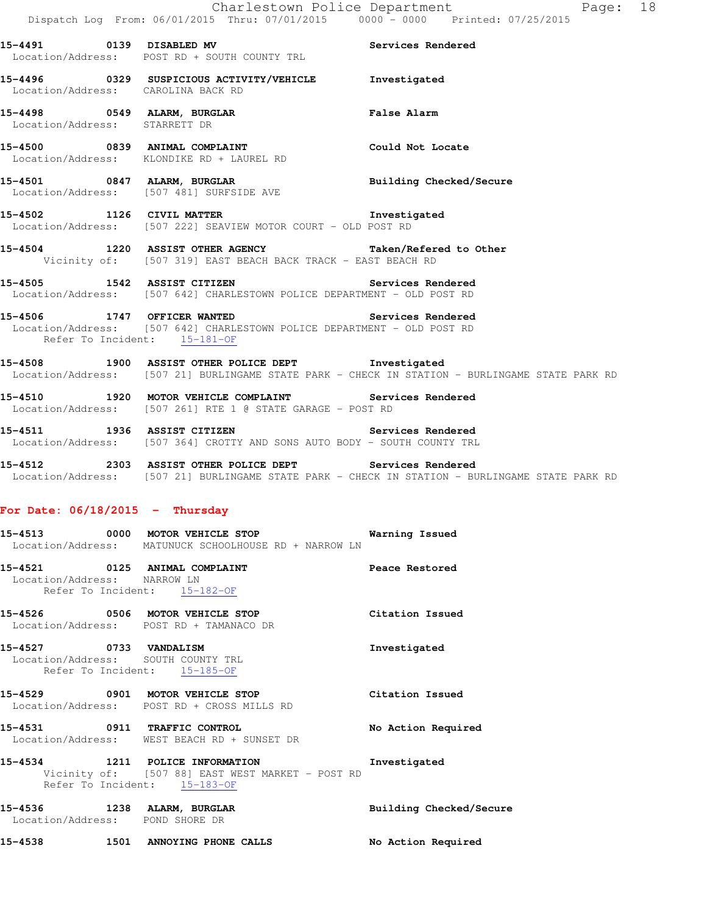15-4491 0139 DISABLED MV Services Rendered
Location/Address: POST RD + SOUTH COUNTY TRL

15-4496 0329 SUSPICIOUS ACTIVITY/VEHICLE Investigated
Location/Address: CAROLINA BACK RD

15-4498 0549 ALARM, BURGLAR False Alarm
Location/Address: STARRETT DR

15-4500 0839 ANIMAL COMPLAINT Could Not Locate
Location/Address: KLONDIKE RD + LAUREL RD

15-4501 0847 ALARM, BURGLAR Building Checked/Secure
Location/Address: [507 481] SURFSIDE AVE

15-4502 1126 CIVIL MATTER Investigated
Location/Address: [507 222] SEAVIEW MOTOR COURT - OLD POST RD

15-4504 1220 ASSIST OTHER AGENCY Taken/Refered to Other
Vicinity of: [507 319] EAST BEACH BACK TRACK - EAST BEACH RD

15-4505 1542 ASSIST CITIZEN Services Rendered
Location/Address: [507 642] CHARLESTOWN POLICE DEPARTMENT - OLD POST RD

15-4506 1747 OFFICER WANTED Services Rendered
Location/Address: [507 642] CHARLESTOWN POLICE DEPARTMENT - OLD POST RD
Refer To Incident: 15-181-OF

15-4508 1900 ASSIST OTHER POLICE DEPT Investigated
Location/Address: [507 21] BURLINGAME STATE PARK - CHECK IN STATION - BURLINGAME STATE PARK RD

15-4510 1920 MOTOR VEHICLE COMPLAINT Services Rendered
Location/Address: [507 261] RTE 1 @ STATE GARAGE - POST RD

15-4511 1936 ASSIST CITIZEN Services Rendered
Location/Address: [507 364] CROTTY AND SONS AUTO BODY - SOUTH COUNTY TRL

15-4512 2303 ASSIST OTHER POLICE DEPT Services Rendered
Location/Address: [507 21] BURLINGAME STATE PARK - CHECK IN STATION - BURLINGAME STATE PARK RD

## For Date: 06/18/2015 - Thursday

15-4513 0000 MOTOR VEHICLE STOP Warning Issued
Location/Address: MATUNUCK SCHOOLHOUSE RD + NARROW LN

15-4521 0125 ANIMAL COMPLAINT Peace Restored
Location/Address: NARROW LN
Refer To Incident: 15-182-OF

15-4526 0506 MOTOR VEHICLE STOP Citation Issued
Location/Address: POST RD + TAMANACO DR

15-4527 0733 VANDALISM Investigated
Location/Address: SOUTH COUNTY TRL
Refer To Incident: 15-185-OF

15-4529 0901 MOTOR VEHICLE STOP Citation Issued
Location/Address: POST RD + CROSS MILLS RD

15-4531 0911 TRAFFIC CONTROL No Action Required
Location/Address: WEST BEACH RD + SUNSET DR

15-4534 1211 POLICE INFORMATION Investigated
Vicinity of: [507 88] EAST WEST MARKET - POST RD
Refer To Incident: 15-183-OF

15-4536 1238 ALARM, BURGLAR Building Checked/Secure
Location/Address: POND SHORE DR

15-4538 1501 ANNOYING PHONE CALLS No Action Required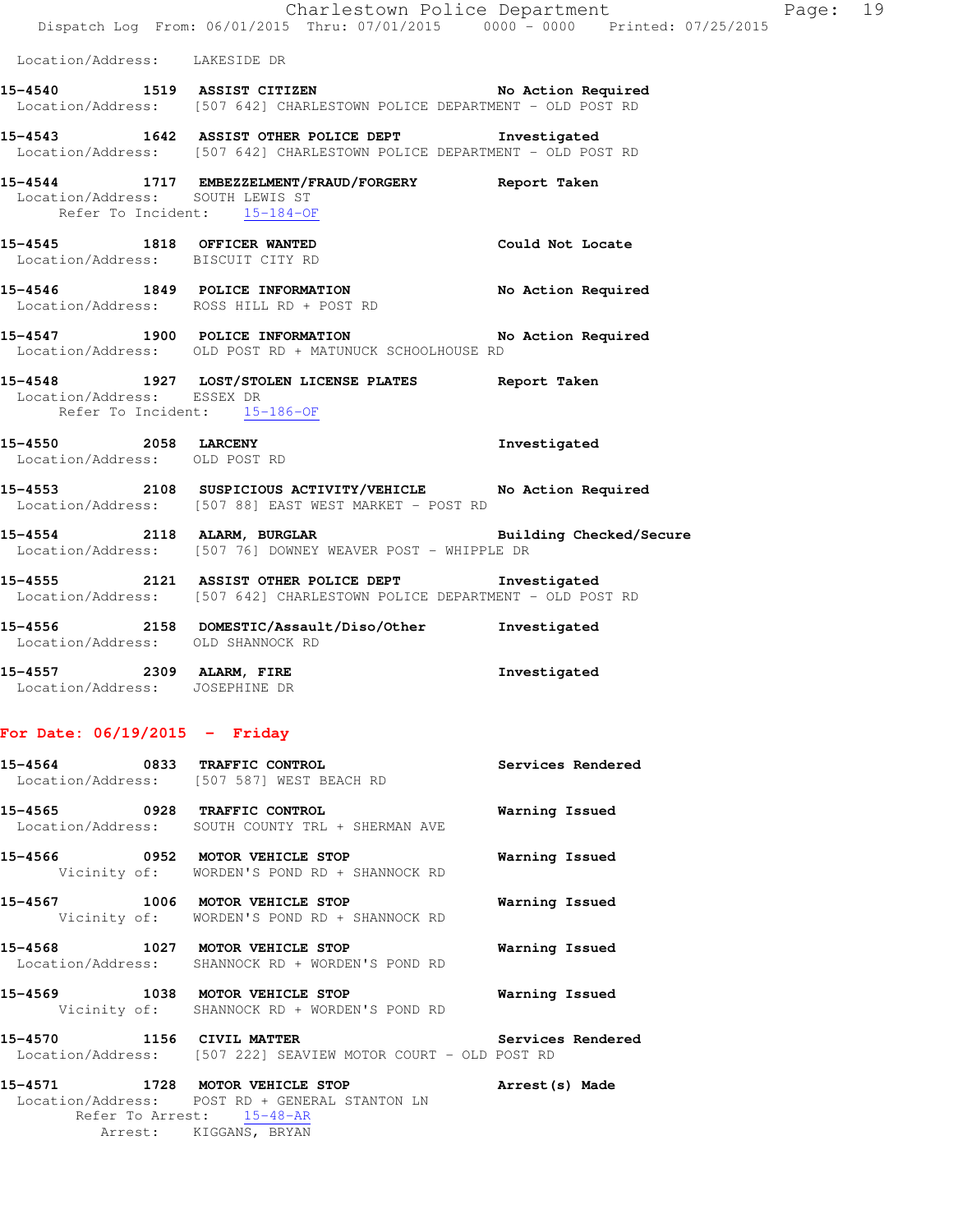Location/Address: LAKESIDE DR

**15-4540** 1519 **ASSIST CITIZEN** **No Action Required**
Location/Address: [507 642] CHARLESTOWN POLICE DEPARTMENT - OLD POST RD

**15-4543** 1642 **ASSIST OTHER POLICE DEPT** **Investigated**
Location/Address: [507 642] CHARLESTOWN POLICE DEPARTMENT - OLD POST RD

**15-4544** 1717 **EMBEZZELMENT/FRAUD/FORGERY** **Report Taken**
Location/Address: SOUTH LEWIS ST
Refer To Incident: 15-184-OF

**15-4545** 1818 **OFFICER WANTED** **Could Not Locate**
Location/Address: BISCUIT CITY RD

**15-4546** 1849 **POLICE INFORMATION** **No Action Required**
Location/Address: ROSS HILL RD + POST RD

**15-4547** 1900 **POLICE INFORMATION** **No Action Required**
Location/Address: OLD POST RD + MATUNUCK SCHOOLHOUSE RD

**15-4548** 1927 **LOST/STOLEN LICENSE PLATES** **Report Taken**
Location/Address: ESSEX DR
Refer To Incident: 15-186-OF

**15-4550** 2058 **LARCENY** **Investigated**
Location/Address: OLD POST RD

**15-4553** 2108 **SUSPICIOUS ACTIVITY/VEHICLE** **No Action Required**
Location/Address: [507 88] EAST WEST MARKET - POST RD

**15-4554** 2118 **ALARM, BURGLAR** **Building Checked/Secure**
Location/Address: [507 76] DOWNEY WEAVER POST - WHIPPLE DR

**15-4555** 2121 **ASSIST OTHER POLICE DEPT** **Investigated**
Location/Address: [507 642] CHARLESTOWN POLICE DEPARTMENT - OLD POST RD

**15-4556** 2158 **DOMESTIC/Assault/Diso/Other** **Investigated**
Location/Address: OLD SHANNOCK RD

**15-4557** 2309 **ALARM, FIRE** **Investigated**
Location/Address: JOSEPHINE DR

## For Date: 06/19/2015 - Friday

**15-4564** 0833 **TRAFFIC CONTROL** **Services Rendered**
Location/Address: [507 587] WEST BEACH RD

**15-4565** 0928 **TRAFFIC CONTROL** **Warning Issued**
Location/Address: SOUTH COUNTY TRL + SHERMAN AVE

**15-4566** 0952 **MOTOR VEHICLE STOP** **Warning Issued**
Vicinity of: WORDEN'S POND RD + SHANNOCK RD

**15-4567** 1006 **MOTOR VEHICLE STOP** **Warning Issued**
Vicinity of: WORDEN'S POND RD + SHANNOCK RD

**15-4568** 1027 **MOTOR VEHICLE STOP** **Warning Issued**
Location/Address: SHANNOCK RD + WORDEN'S POND RD

**15-4569** 1038 **MOTOR VEHICLE STOP** **Warning Issued**
Vicinity of: SHANNOCK RD + WORDEN'S POND RD

**15-4570** 1156 **CIVIL MATTER** **Services Rendered**
Location/Address: [507 222] SEAVIEW MOTOR COURT - OLD POST RD

**15-4571** 1728 **MOTOR VEHICLE STOP** **Arrest(s) Made**
Location/Address: POST RD + GENERAL STANTON LN
Refer To Arrest: 15-48-AR
Arrest: KIGGANS, BRYAN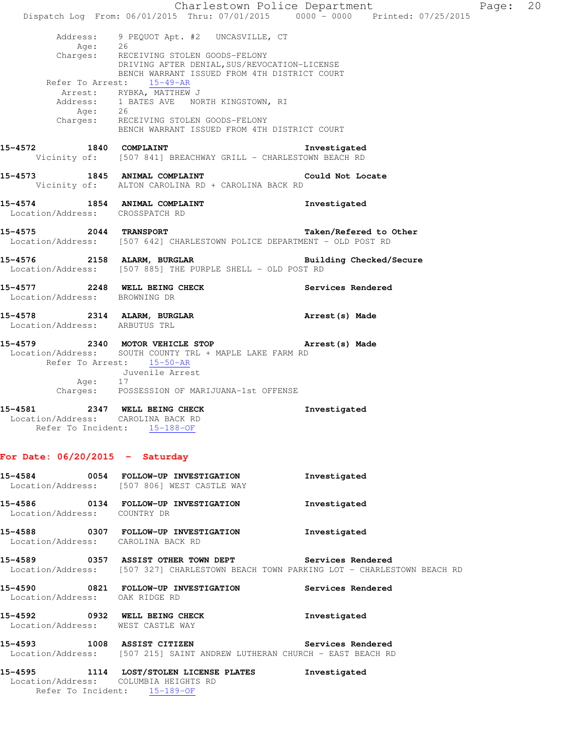Address: 9 PEQUOT Apt. #2 UNCASVILLE, CT
Age: 26
Charges: RECEIVING STOLEN GOODS-FELONY
DRIVING AFTER DENIAL,SUS/REVOCATION-LICENSE
BENCH WARRANT ISSUED FROM 4TH DISTRICT COURT
Refer To Arrest: 15-49-AR
Arrest: RYBKA, MATTHEW J
Address: 1 BATES AVE NORTH KINGSTOWN, RI
Age: 26
Charges: RECEIVING STOLEN GOODS-FELONY
BENCH WARRANT ISSUED FROM 4TH DISTRICT COURT

**15-4572 1840 COMPLAINT** **Investigated**
Vicinity of: [507 841] BREACHWAY GRILL - CHARLESTOWN BEACH RD

**15-4573 1845 ANIMAL COMPLAINT** **Could Not Locate**
Vicinity of: ALTON CAROLINA RD + CAROLINA BACK RD

**15-4574 1854 ANIMAL COMPLAINT** **Investigated**
Location/Address: CROSSPATCH RD

**15-4575 2044 TRANSPORT** **Taken/Refered to Other**
Location/Address: [507 642] CHARLESTOWN POLICE DEPARTMENT - OLD POST RD

**15-4576 2158 ALARM, BURGLAR** **Building Checked/Secure**
Location/Address: [507 885] THE PURPLE SHELL - OLD POST RD

**15-4577 2248 WELL BEING CHECK** **Services Rendered**
Location/Address: BROWNING DR

**15-4578 2314 ALARM, BURGLAR** **Arrest(s) Made**
Location/Address: ARBUTUS TRL

**15-4579 2340 MOTOR VEHICLE STOP** **Arrest(s) Made**
Location/Address: SOUTH COUNTY TRL + MAPLE LAKE FARM RD
Refer To Arrest: 15-50-AR
Juvenile Arrest
Age: 17
Charges: POSSESSION OF MARIJUANA-1st OFFENSE

**15-4581 2347 WELL BEING CHECK** **Investigated**
Location/Address: CAROLINA BACK RD
Refer To Incident: 15-188-OF

## For Date: 06/20/2015 - Saturday

**15-4584 0054 FOLLOW-UP INVESTIGATION** **Investigated**
Location/Address: [507 806] WEST CASTLE WAY

**15-4586 0134 FOLLOW-UP INVESTIGATION** **Investigated**
Location/Address: COUNTRY DR

**15-4588 0307 FOLLOW-UP INVESTIGATION** **Investigated**
Location/Address: CAROLINA BACK RD

**15-4589 0357 ASSIST OTHER TOWN DEPT** **Services Rendered**
Location/Address: [507 327] CHARLESTOWN BEACH TOWN PARKING LOT - CHARLESTOWN BEACH RD

**15-4590 0821 FOLLOW-UP INVESTIGATION** **Services Rendered**
Location/Address: OAK RIDGE RD

**15-4592 0932 WELL BEING CHECK** **Investigated**
Location/Address: WEST CASTLE WAY

**15-4593 1008 ASSIST CITIZEN** **Services Rendered**
Location/Address: [507 215] SAINT ANDREW LUTHERAN CHURCH - EAST BEACH RD

**15-4595 1114 LOST/STOLEN LICENSE PLATES** **Investigated**
Location/Address: COLUMBIA HEIGHTS RD
Refer To Incident: 15-189-OF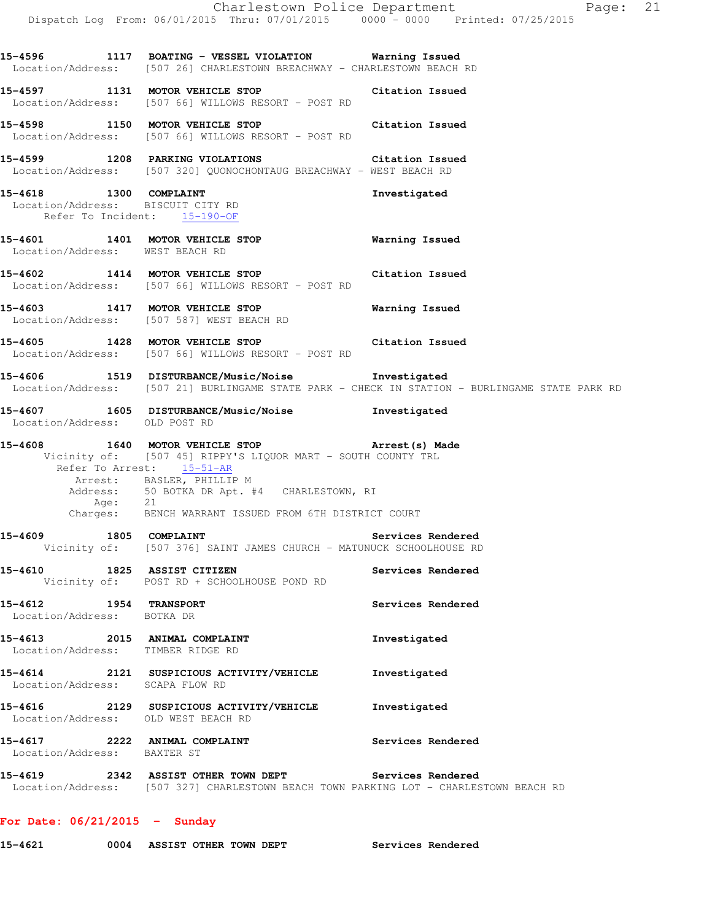15-4596 1117 BOATING - VESSEL VIOLATION Warning Issued
Location/Address: [507 26] CHARLESTOWN BREACHWAY - CHARLESTOWN BEACH RD

15-4597 1131 MOTOR VEHICLE STOP Citation Issued
Location/Address: [507 66] WILLOWS RESORT - POST RD

15-4598 1150 MOTOR VEHICLE STOP Citation Issued
Location/Address: [507 66] WILLOWS RESORT - POST RD

15-4599 1208 PARKING VIOLATIONS Citation Issued
Location/Address: [507 320] QUONOCHONTAUG BREACHWAY - WEST BEACH RD

15-4618 1300 COMPLAINT Investigated
Location/Address: BISCUIT CITY RD
Refer To Incident: 15-190-OF

15-4601 1401 MOTOR VEHICLE STOP Warning Issued
Location/Address: WEST BEACH RD

15-4602 1414 MOTOR VEHICLE STOP Citation Issued
Location/Address: [507 66] WILLOWS RESORT - POST RD

15-4603 1417 MOTOR VEHICLE STOP Warning Issued
Location/Address: [507 587] WEST BEACH RD

15-4605 1428 MOTOR VEHICLE STOP Citation Issued
Location/Address: [507 66] WILLOWS RESORT - POST RD

15-4606 1519 DISTURBANCE/Music/Noise Investigated
Location/Address: [507 21] BURLINGAME STATE PARK - CHECK IN STATION - BURLINGAME STATE PARK RD

15-4607 1605 DISTURBANCE/Music/Noise Investigated
Location/Address: OLD POST RD

15-4608 1640 MOTOR VEHICLE STOP Arrest(s) Made
Vicinity of: [507 45] RIPPY'S LIQUOR MART - SOUTH COUNTY TRL
Refer To Arrest: 15-51-AR
Arrest: BASLER, PHILLIP M
Address: 50 BOTKA DR Apt. #4 CHARLESTOWN, RI
Age: 21
Charges: BENCH WARRANT ISSUED FROM 6TH DISTRICT COURT

15-4609 1805 COMPLAINT Services Rendered
Vicinity of: [507 376] SAINT JAMES CHURCH - MATUNUCK SCHOOLHOUSE RD

15-4610 1825 ASSIST CITIZEN Services Rendered
Vicinity of: POST RD + SCHOOLHOUSE POND RD

15-4612 1954 TRANSPORT Services Rendered
Location/Address: BOTKA DR

15-4613 2015 ANIMAL COMPLAINT Investigated
Location/Address: TIMBER RIDGE RD

15-4614 2121 SUSPICIOUS ACTIVITY/VEHICLE Investigated
Location/Address: SCAPA FLOW RD

15-4616 2129 SUSPICIOUS ACTIVITY/VEHICLE Investigated
Location/Address: OLD WEST BEACH RD

15-4617 2222 ANIMAL COMPLAINT Services Rendered
Location/Address: BAXTER ST

15-4619 2342 ASSIST OTHER TOWN DEPT Services Rendered
Location/Address: [507 327] CHARLESTOWN BEACH TOWN PARKING LOT - CHARLESTOWN BEACH RD

**For Date: 06/21/2015 - Sunday**

15-4621 0004 ASSIST OTHER TOWN DEPT Services Rendered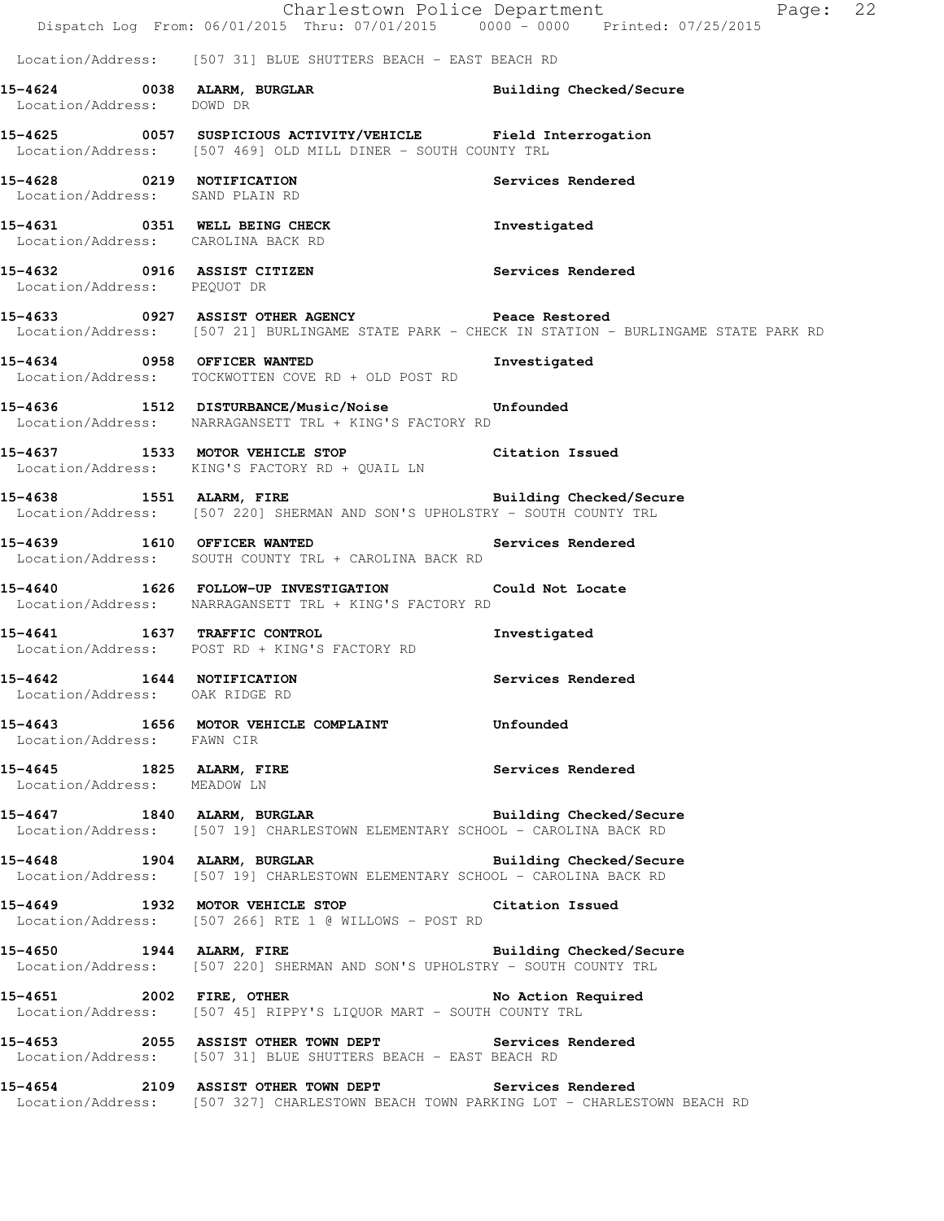Location/Address: [507 31] BLUE SHUTTERS BEACH - EAST BEACH RD

**15-4624 0038 ALARM, BURGLAR** Building Checked/Secure
Location/Address: DOWD DR

**15-4625 0057 SUSPICIOUS ACTIVITY/VEHICLE** Field Interrogation
Location/Address: [507 469] OLD MILL DINER - SOUTH COUNTY TRL

**15-4628 0219 NOTIFICATION** Services Rendered
Location/Address: SAND PLAIN RD

**15-4631 0351 WELL BEING CHECK** Investigated
Location/Address: CAROLINA BACK RD

**15-4632 0916 ASSIST CITIZEN** Services Rendered
Location/Address: PEQUOT DR

**15-4633 0927 ASSIST OTHER AGENCY** Peace Restored
Location/Address: [507 21] BURLINGAME STATE PARK - CHECK IN STATION - BURLINGAME STATE PARK RD

**15-4634 0958 OFFICER WANTED** Investigated
Location/Address: TOCKWOTTEN COVE RD + OLD POST RD

**15-4636 1512 DISTURBANCE/Music/Noise** Unfounded
Location/Address: NARRAGANSETT TRL + KING'S FACTORY RD

**15-4637 1533 MOTOR VEHICLE STOP** Citation Issued
Location/Address: KING'S FACTORY RD + QUAIL LN

**15-4638 1551 ALARM, FIRE** Building Checked/Secure
Location/Address: [507 220] SHERMAN AND SON'S UPHOLSTRY - SOUTH COUNTY TRL

**15-4639 1610 OFFICER WANTED** Services Rendered
Location/Address: SOUTH COUNTY TRL + CAROLINA BACK RD

**15-4640 1626 FOLLOW-UP INVESTIGATION** Could Not Locate
Location/Address: NARRAGANSETT TRL + KING'S FACTORY RD

**15-4641 1637 TRAFFIC CONTROL** Investigated
Location/Address: POST RD + KING'S FACTORY RD

**15-4642 1644 NOTIFICATION** Services Rendered
Location/Address: OAK RIDGE RD

**15-4643 1656 MOTOR VEHICLE COMPLAINT** Unfounded
Location/Address: FAWN CIR

**15-4645 1825 ALARM, FIRE** Services Rendered
Location/Address: MEADOW LN

**15-4647 1840 ALARM, BURGLAR** Building Checked/Secure
Location/Address: [507 19] CHARLESTOWN ELEMENTARY SCHOOL - CAROLINA BACK RD

**15-4648 1904 ALARM, BURGLAR** Building Checked/Secure
Location/Address: [507 19] CHARLESTOWN ELEMENTARY SCHOOL - CAROLINA BACK RD

**15-4649 1932 MOTOR VEHICLE STOP** Citation Issued
Location/Address: [507 266] RTE 1 @ WILLOWS - POST RD

**15-4650 1944 ALARM, FIRE** Building Checked/Secure
Location/Address: [507 220] SHERMAN AND SON'S UPHOLSTRY - SOUTH COUNTY TRL

**15-4651 2002 FIRE, OTHER** No Action Required
Location/Address: [507 45] RIPPY'S LIQUOR MART - SOUTH COUNTY TRL

**15-4653 2055 ASSIST OTHER TOWN DEPT** Services Rendered
Location/Address: [507 31] BLUE SHUTTERS BEACH - EAST BEACH RD

**15-4654 2109 ASSIST OTHER TOWN DEPT** Services Rendered
Location/Address: [507 327] CHARLESTOWN BEACH TOWN PARKING LOT - CHARLESTOWN BEACH RD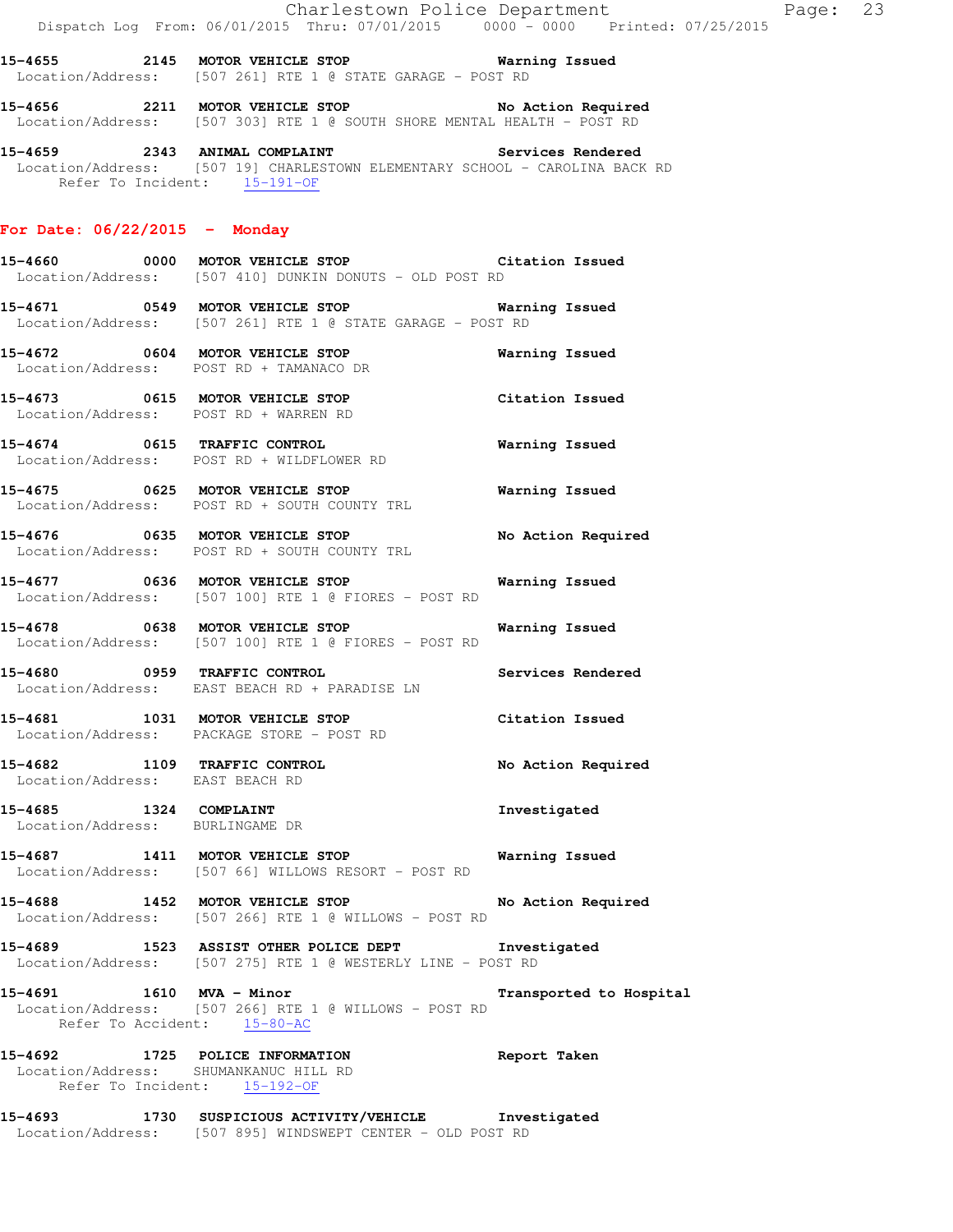**15-4655 2145 MOTOR VEHICLE STOP Warning Issued**
Location/Address: [507 261] RTE 1 @ STATE GARAGE - POST RD

**15-4656 2211 MOTOR VEHICLE STOP No Action Required**
Location/Address: [507 303] RTE 1 @ SOUTH SHORE MENTAL HEALTH - POST RD

**15-4659 2343 ANIMAL COMPLAINT Services Rendered**
Location/Address: [507 19] CHARLESTOWN ELEMENTARY SCHOOL - CAROLINA BACK RD
Refer To Incident: 15-191-OF

## For Date: 06/22/2015 - Monday

**15-4660 0000 MOTOR VEHICLE STOP Citation Issued**
Location/Address: [507 410] DUNKIN DONUTS - OLD POST RD

**15-4671 0549 MOTOR VEHICLE STOP Warning Issued**
Location/Address: [507 261] RTE 1 @ STATE GARAGE - POST RD

**15-4672 0604 MOTOR VEHICLE STOP Warning Issued**
Location/Address: POST RD + TAMANACO DR

**15-4673 0615 MOTOR VEHICLE STOP Citation Issued**
Location/Address: POST RD + WARREN RD

**15-4674 0615 TRAFFIC CONTROL Warning Issued**
Location/Address: POST RD + WILDFLOWER RD

**15-4675 0625 MOTOR VEHICLE STOP Warning Issued**
Location/Address: POST RD + SOUTH COUNTY TRL

**15-4676 0635 MOTOR VEHICLE STOP No Action Required**
Location/Address: POST RD + SOUTH COUNTY TRL

**15-4677 0636 MOTOR VEHICLE STOP Warning Issued**
Location/Address: [507 100] RTE 1 @ FIORES - POST RD

**15-4678 0638 MOTOR VEHICLE STOP Warning Issued**
Location/Address: [507 100] RTE 1 @ FIORES - POST RD

**15-4680 0959 TRAFFIC CONTROL Services Rendered**
Location/Address: EAST BEACH RD + PARADISE LN

**15-4681 1031 MOTOR VEHICLE STOP Citation Issued**
Location/Address: PACKAGE STORE - POST RD

**15-4682 1109 TRAFFIC CONTROL No Action Required**
Location/Address: EAST BEACH RD

**15-4685 1324 COMPLAINT Investigated**
Location/Address: BURLINGAME DR

**15-4687 1411 MOTOR VEHICLE STOP Warning Issued**
Location/Address: [507 66] WILLOWS RESORT - POST RD

**15-4688 1452 MOTOR VEHICLE STOP No Action Required**
Location/Address: [507 266] RTE 1 @ WILLOWS - POST RD

**15-4689 1523 ASSIST OTHER POLICE DEPT Investigated**
Location/Address: [507 275] RTE 1 @ WESTERLY LINE - POST RD

**15-4691 1610 MVA - Minor Transported to Hospital**
Location/Address: [507 266] RTE 1 @ WILLOWS - POST RD
Refer To Accident: 15-80-AC

**15-4692 1725 POLICE INFORMATION Report Taken**
Location/Address: SHUMANKANUC HILL RD
Refer To Incident: 15-192-OF

**15-4693 1730 SUSPICIOUS ACTIVITY/VEHICLE Investigated**
Location/Address: [507 895] WINDSWEPT CENTER - OLD POST RD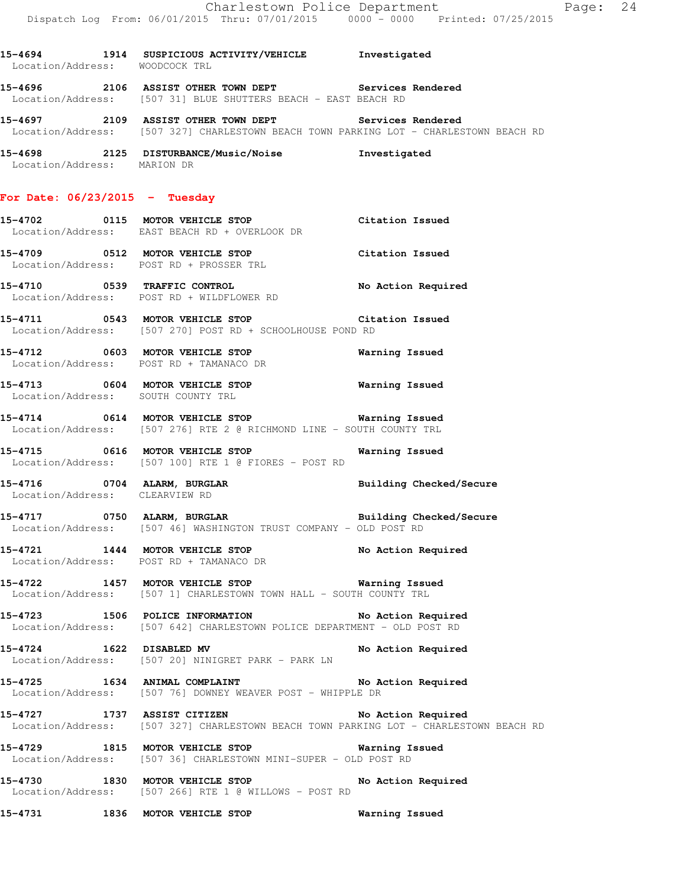15-4694 1914 SUSPICIOUS ACTIVITY/VEHICLE Investigated
Location/Address: WOODCOCK TRL

15-4696 2106 ASSIST OTHER TOWN DEPT Services Rendered
Location/Address: [507 31] BLUE SHUTTERS BEACH - EAST BEACH RD

15-4697 2109 ASSIST OTHER TOWN DEPT Services Rendered
Location/Address: [507 327] CHARLESTOWN BEACH TOWN PARKING LOT - CHARLESTOWN BEACH RD

15-4698 2125 DISTURBANCE/Music/Noise Investigated
Location/Address: MARION DR

## For Date: 06/23/2015 - Tuesday

15-4702 0115 MOTOR VEHICLE STOP Citation Issued
Location/Address: EAST BEACH RD + OVERLOOK DR

15-4709 0512 MOTOR VEHICLE STOP Citation Issued
Location/Address: POST RD + PROSSER TRL

15-4710 0539 TRAFFIC CONTROL No Action Required
Location/Address: POST RD + WILDFLOWER RD

15-4711 0543 MOTOR VEHICLE STOP Citation Issued
Location/Address: [507 270] POST RD + SCHOOLHOUSE POND RD

15-4712 0603 MOTOR VEHICLE STOP Warning Issued
Location/Address: POST RD + TAMANACO DR

15-4713 0604 MOTOR VEHICLE STOP Warning Issued
Location/Address: SOUTH COUNTY TRL

15-4714 0614 MOTOR VEHICLE STOP Warning Issued
Location/Address: [507 276] RTE 2 @ RICHMOND LINE - SOUTH COUNTY TRL

15-4715 0616 MOTOR VEHICLE STOP Warning Issued
Location/Address: [507 100] RTE 1 @ FIORES - POST RD

15-4716 0704 ALARM, BURGLAR Building Checked/Secure
Location/Address: CLEARVIEW RD

15-4717 0750 ALARM, BURGLAR Building Checked/Secure
Location/Address: [507 46] WASHINGTON TRUST COMPANY - OLD POST RD

15-4721 1444 MOTOR VEHICLE STOP No Action Required
Location/Address: POST RD + TAMANACO DR

15-4722 1457 MOTOR VEHICLE STOP Warning Issued
Location/Address: [507 1] CHARLESTOWN TOWN HALL - SOUTH COUNTY TRL

15-4723 1506 POLICE INFORMATION No Action Required
Location/Address: [507 642] CHARLESTOWN POLICE DEPARTMENT - OLD POST RD

15-4724 1622 DISABLED MV No Action Required
Location/Address: [507 20] NINIGRET PARK - PARK LN

15-4725 1634 ANIMAL COMPLAINT No Action Required
Location/Address: [507 76] DOWNEY WEAVER POST - WHIPPLE DR

15-4727 1737 ASSIST CITIZEN No Action Required
Location/Address: [507 327] CHARLESTOWN BEACH TOWN PARKING LOT - CHARLESTOWN BEACH RD

15-4729 1815 MOTOR VEHICLE STOP Warning Issued
Location/Address: [507 36] CHARLESTOWN MINI-SUPER - OLD POST RD

15-4730 1830 MOTOR VEHICLE STOP No Action Required
Location/Address: [507 266] RTE 1 @ WILLOWS - POST RD

15-4731 1836 MOTOR VEHICLE STOP Warning Issued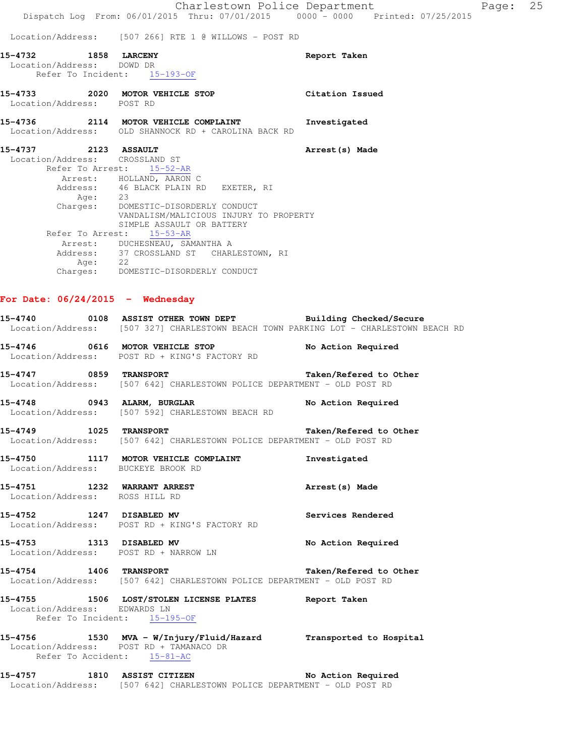Location/Address: [507 266] RTE 1 @ WILLOWS - POST RD

**15-4732 1858 LARCENY** Report Taken
Location/Address: DOWD DR
Refer To Incident: 15-193-OF

**15-4733 2020 MOTOR VEHICLE STOP** Citation Issued
Location/Address: POST RD

**15-4736 2114 MOTOR VEHICLE COMPLAINT** Investigated
Location/Address: OLD SHANNOCK RD + CAROLINA BACK RD

**15-4737 2123 ASSAULT** Arrest(s) Made
Location/Address: CROSSLAND ST
Refer To Arrest: 15-52-AR
Arrest: HOLLAND, AARON C
Address: 46 BLACK PLAIN RD EXETER, RI
Age: 23
Charges: DOMESTIC-DISORDERLY CONDUCT
VANDALISM/MALICIOUS INJURY TO PROPERTY
SIMPLE ASSAULT OR BATTERY
Refer To Arrest: 15-53-AR
Arrest: DUCHESNEAU, SAMANTHA A
Address: 37 CROSSLAND ST CHARLESTOWN, RI
Age: 22
Charges: DOMESTIC-DISORDERLY CONDUCT

## For Date: 06/24/2015 - Wednesday

**15-4740 0108 ASSIST OTHER TOWN DEPT** Building Checked/Secure
Location/Address: [507 327] CHARLESTOWN BEACH TOWN PARKING LOT - CHARLESTOWN BEACH RD

**15-4746 0616 MOTOR VEHICLE STOP** No Action Required
Location/Address: POST RD + KING'S FACTORY RD

**15-4747 0859 TRANSPORT** Taken/Refered to Other
Location/Address: [507 642] CHARLESTOWN POLICE DEPARTMENT - OLD POST RD

**15-4748 0943 ALARM, BURGLAR** No Action Required
Location/Address: [507 592] CHARLESTOWN BEACH RD

**15-4749 1025 TRANSPORT** Taken/Refered to Other
Location/Address: [507 642] CHARLESTOWN POLICE DEPARTMENT - OLD POST RD

**15-4750 1117 MOTOR VEHICLE COMPLAINT** Investigated
Location/Address: BUCKEYE BROOK RD

**15-4751 1232 WARRANT ARREST** Arrest(s) Made
Location/Address: ROSS HILL RD

**15-4752 1247 DISABLED MV** Services Rendered
Location/Address: POST RD + KING'S FACTORY RD

**15-4753 1313 DISABLED MV** No Action Required
Location/Address: POST RD + NARROW LN

**15-4754 1406 TRANSPORT** Taken/Refered to Other
Location/Address: [507 642] CHARLESTOWN POLICE DEPARTMENT - OLD POST RD

**15-4755 1506 LOST/STOLEN LICENSE PLATES** Report Taken
Location/Address: EDWARDS LN
Refer To Incident: 15-195-OF

**15-4756 1530 MVA - W/Injury/Fluid/Hazard** Transported to Hospital
Location/Address: POST RD + TAMANACO DR
Refer To Accident: 15-81-AC

**15-4757 1810 ASSIST CITIZEN** No Action Required
Location/Address: [507 642] CHARLESTOWN POLICE DEPARTMENT - OLD POST RD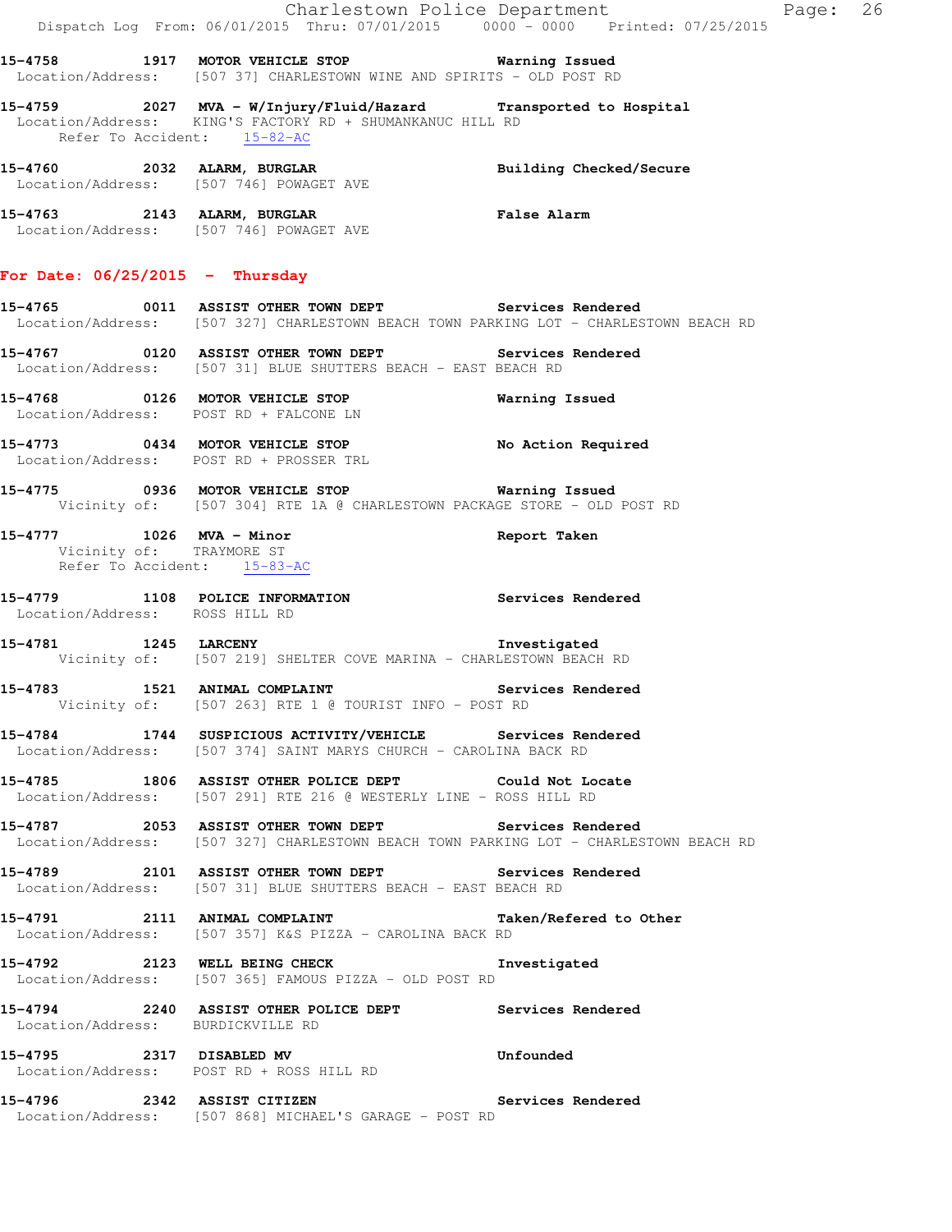**15-4758 1917 MOTOR VEHICLE STOP** Warning Issued
Location/Address: [507 37] CHARLESTOWN WINE AND SPIRITS - OLD POST RD

**15-4759 2027 MVA - W/Injury/Fluid/Hazard** Transported to Hospital
Location/Address: KING'S FACTORY RD + SHUMANKANUC HILL RD
Refer To Accident: 15-82-AC

**15-4760 2032 ALARM, BURGLAR** Building Checked/Secure
Location/Address: [507 746] POWAGET AVE

**15-4763 2143 ALARM, BURGLAR** False Alarm
Location/Address: [507 746] POWAGET AVE

## For Date: 06/25/2015 - Thursday

**15-4765 0011 ASSIST OTHER TOWN DEPT** Services Rendered
Location/Address: [507 327] CHARLESTOWN BEACH TOWN PARKING LOT - CHARLESTOWN BEACH RD

**15-4767 0120 ASSIST OTHER TOWN DEPT** Services Rendered
Location/Address: [507 31] BLUE SHUTTERS BEACH - EAST BEACH RD

**15-4768 0126 MOTOR VEHICLE STOP** Warning Issued
Location/Address: POST RD + FALCONE LN

**15-4773 0434 MOTOR VEHICLE STOP** No Action Required
Location/Address: POST RD + PROSSER TRL

**15-4775 0936 MOTOR VEHICLE STOP** Warning Issued
Vicinity of: [507 304] RTE 1A @ CHARLESTOWN PACKAGE STORE - OLD POST RD

**15-4777 1026 MVA - Minor** Report Taken
Vicinity of: TRAYMORE ST
Refer To Accident: 15-83-AC

**15-4779 1108 POLICE INFORMATION** Services Rendered
Location/Address: ROSS HILL RD

**15-4781 1245 LARCENY** Investigated
Vicinity of: [507 219] SHELTER COVE MARINA - CHARLESTOWN BEACH RD

**15-4783 1521 ANIMAL COMPLAINT** Services Rendered
Vicinity of: [507 263] RTE 1 @ TOURIST INFO - POST RD

**15-4784 1744 SUSPICIOUS ACTIVITY/VEHICLE** Services Rendered
Location/Address: [507 374] SAINT MARYS CHURCH - CAROLINA BACK RD

**15-4785 1806 ASSIST OTHER POLICE DEPT** Could Not Locate
Location/Address: [507 291] RTE 216 @ WESTERLY LINE - ROSS HILL RD

**15-4787 2053 ASSIST OTHER TOWN DEPT** Services Rendered
Location/Address: [507 327] CHARLESTOWN BEACH TOWN PARKING LOT - CHARLESTOWN BEACH RD

**15-4789 2101 ASSIST OTHER TOWN DEPT** Services Rendered
Location/Address: [507 31] BLUE SHUTTERS BEACH - EAST BEACH RD

**15-4791 2111 ANIMAL COMPLAINT** Taken/Refered to Other
Location/Address: [507 357] K&S PIZZA - CAROLINA BACK RD

**15-4792 2123 WELL BEING CHECK** Investigated
Location/Address: [507 365] FAMOUS PIZZA - OLD POST RD

**15-4794 2240 ASSIST OTHER POLICE DEPT** Services Rendered
Location/Address: BURDICKVILLE RD

**15-4795 2317 DISABLED MV** Unfounded
Location/Address: POST RD + ROSS HILL RD

**15-4796 2342 ASSIST CITIZEN** Services Rendered
Location/Address: [507 868] MICHAEL'S GARAGE - POST RD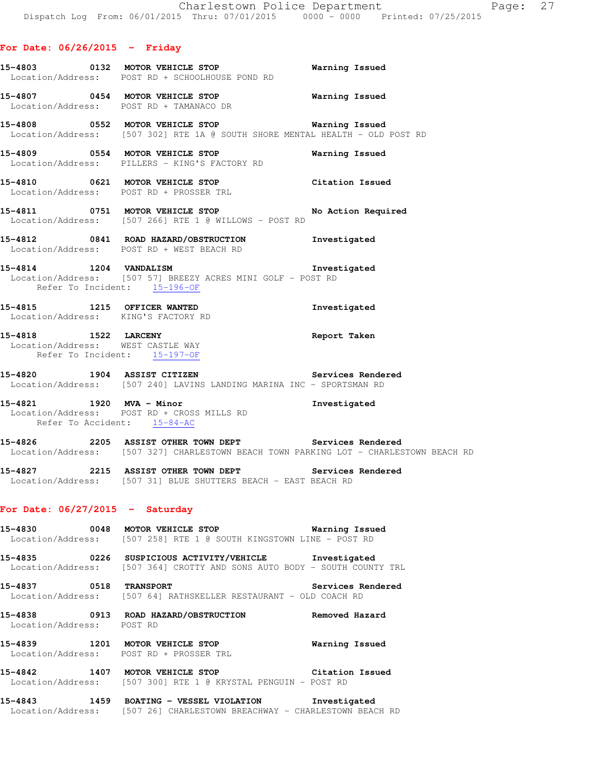## For Date: 06/26/2015 - Friday

**15-4803 0132 MOTOR VEHICLE STOP** — Warning Issued
Location/Address: POST RD + SCHOOLHOUSE POND RD

**15-4807 0454 MOTOR VEHICLE STOP** — Warning Issued
Location/Address: POST RD + TAMANACO DR

**15-4808 0552 MOTOR VEHICLE STOP** — Warning Issued
Location/Address: [507 302] RTE 1A @ SOUTH SHORE MENTAL HEALTH - OLD POST RD

**15-4809 0554 MOTOR VEHICLE STOP** — Warning Issued
Location/Address: PILLERS - KING'S FACTORY RD

**15-4810 0621 MOTOR VEHICLE STOP** — Citation Issued
Location/Address: POST RD + PROSSER TRL

**15-4811 0751 MOTOR VEHICLE STOP** — No Action Required
Location/Address: [507 266] RTE 1 @ WILLOWS - POST RD

**15-4812 0841 ROAD HAZARD/OBSTRUCTION** — Investigated
Location/Address: POST RD + WEST BEACH RD

**15-4814 1204 VANDALISM** — Investigated
Location/Address: [507 57] BREEZY ACRES MINI GOLF - POST RD
Refer To Incident: 15-196-OF

**15-4815 1215 OFFICER WANTED** — Investigated
Location/Address: KING'S FACTORY RD

**15-4818 1522 LARCENY** — Report Taken
Location/Address: WEST CASTLE WAY
Refer To Incident: 15-197-OF

**15-4820 1904 ASSIST CITIZEN** — Services Rendered
Location/Address: [507 240] LAVINS LANDING MARINA INC - SPORTSMAN RD

**15-4821 1920 MVA - Minor** — Investigated
Location/Address: POST RD + CROSS MILLS RD
Refer To Accident: 15-84-AC

**15-4826 2205 ASSIST OTHER TOWN DEPT** — Services Rendered
Location/Address: [507 327] CHARLESTOWN BEACH TOWN PARKING LOT - CHARLESTOWN BEACH RD

**15-4827 2215 ASSIST OTHER TOWN DEPT** — Services Rendered
Location/Address: [507 31] BLUE SHUTTERS BEACH - EAST BEACH RD

## For Date: 06/27/2015 - Saturday

**15-4830 0048 MOTOR VEHICLE STOP** — Warning Issued
Location/Address: [507 258] RTE 1 @ SOUTH KINGSTOWN LINE - POST RD

**15-4835 0226 SUSPICIOUS ACTIVITY/VEHICLE** — Investigated
Location/Address: [507 364] CROTTY AND SONS AUTO BODY - SOUTH COUNTY TRL

**15-4837 0518 TRANSPORT** — Services Rendered
Location/Address: [507 64] RATHSKELLER RESTAURANT - OLD COACH RD

**15-4838 0913 ROAD HAZARD/OBSTRUCTION** — Removed Hazard
Location/Address: POST RD

**15-4839 1201 MOTOR VEHICLE STOP** — Warning Issued
Location/Address: POST RD + PROSSER TRL

**15-4842 1407 MOTOR VEHICLE STOP** — Citation Issued
Location/Address: [507 300] RTE 1 @ KRYSTAL PENGUIN - POST RD

**15-4843 1459 BOATING - VESSEL VIOLATION** — Investigated
Location/Address: [507 26] CHARLESTOWN BREACHWAY - CHARLESTOWN BEACH RD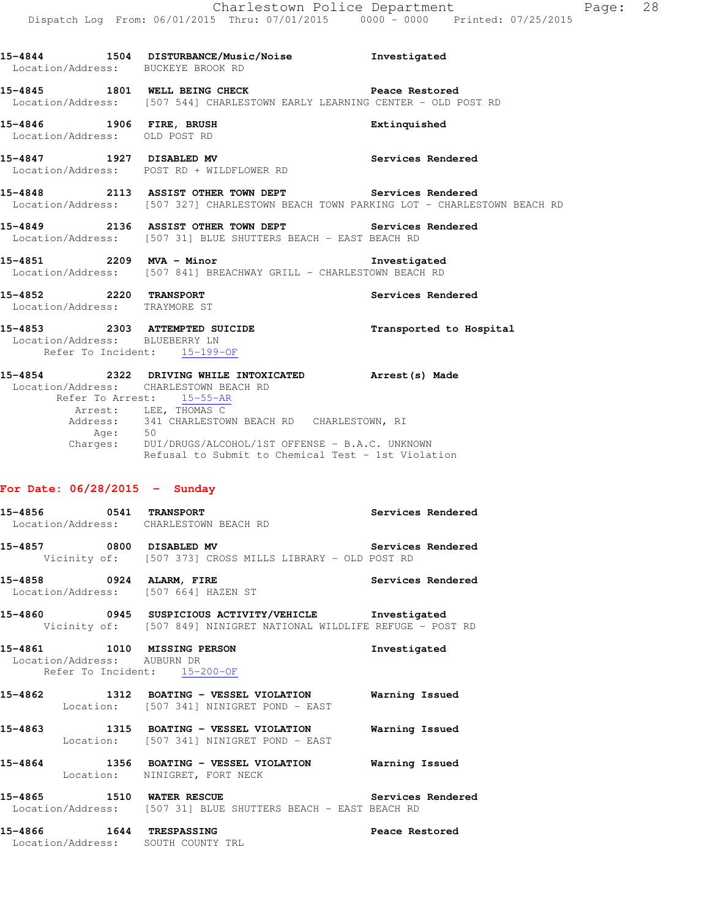15-4844 1504 **DISTURBANCE/Music/Noise** **Investigated**
Location/Address: BUCKEYE BROOK RD

15-4845 1801 **WELL BEING CHECK** **Peace Restored**
Location/Address: [507 544] CHARLESTOWN EARLY LEARNING CENTER - OLD POST RD

15-4846 1906 **FIRE, BRUSH** **Extinquished**
Location/Address: OLD POST RD

15-4847 1927 **DISABLED MV** **Services Rendered**
Location/Address: POST RD + WILDFLOWER RD

15-4848 2113 **ASSIST OTHER TOWN DEPT** **Services Rendered**
Location/Address: [507 327] CHARLESTOWN BEACH TOWN PARKING LOT - CHARLESTOWN BEACH RD

15-4849 2136 **ASSIST OTHER TOWN DEPT** **Services Rendered**
Location/Address: [507 31] BLUE SHUTTERS BEACH - EAST BEACH RD

15-4851 2209 **MVA - Minor** **Investigated**
Location/Address: [507 841] BREACHWAY GRILL - CHARLESTOWN BEACH RD

15-4852 2220 **TRANSPORT** **Services Rendered**
Location/Address: TRAYMORE ST

15-4853 2303 **ATTEMPTED SUICIDE** **Transported to Hospital**
Location/Address: BLUEBERRY LN
Refer To Incident: 15-199-OF

15-4854 2322 **DRIVING WHILE INTOXICATED** **Arrest(s) Made**
Location/Address: CHARLESTOWN BEACH RD
Refer To Arrest: 15-55-AR
Arrest: LEE, THOMAS C
Address: 341 CHARLESTOWN BEACH RD CHARLESTOWN, RI
Age: 50
Charges: DUI/DRUGS/ALCOHOL/1ST OFFENSE - B.A.C. UNKNOWN
Refusal to Submit to Chemical Test - 1st Violation

## For Date: 06/28/2015 - Sunday

15-4856 0541 **TRANSPORT** **Services Rendered**
Location/Address: CHARLESTOWN BEACH RD

15-4857 0800 **DISABLED MV** **Services Rendered**
Vicinity of: [507 373] CROSS MILLS LIBRARY - OLD POST RD

15-4858 0924 **ALARM, FIRE** **Services Rendered**
Location/Address: [507 664] HAZEN ST

15-4860 0945 **SUSPICIOUS ACTIVITY/VEHICLE** **Investigated**
Vicinity of: [507 849] NINIGRET NATIONAL WILDLIFE REFUGE - POST RD

15-4861 1010 **MISSING PERSON** **Investigated**
Location/Address: AUBURN DR
Refer To Incident: 15-200-OF

15-4862 1312 **BOATING - VESSEL VIOLATION** **Warning Issued**
Location: [507 341] NINIGRET POND - EAST

15-4863 1315 **BOATING - VESSEL VIOLATION** **Warning Issued**
Location: [507 341] NINIGRET POND - EAST

15-4864 1356 **BOATING - VESSEL VIOLATION** **Warning Issued**
Location: NINIGRET, FORT NECK

15-4865 1510 **WATER RESCUE** **Services Rendered**
Location/Address: [507 31] BLUE SHUTTERS BEACH - EAST BEACH RD

15-4866 1644 **TRESPASSING** **Peace Restored**
Location/Address: SOUTH COUNTY TRL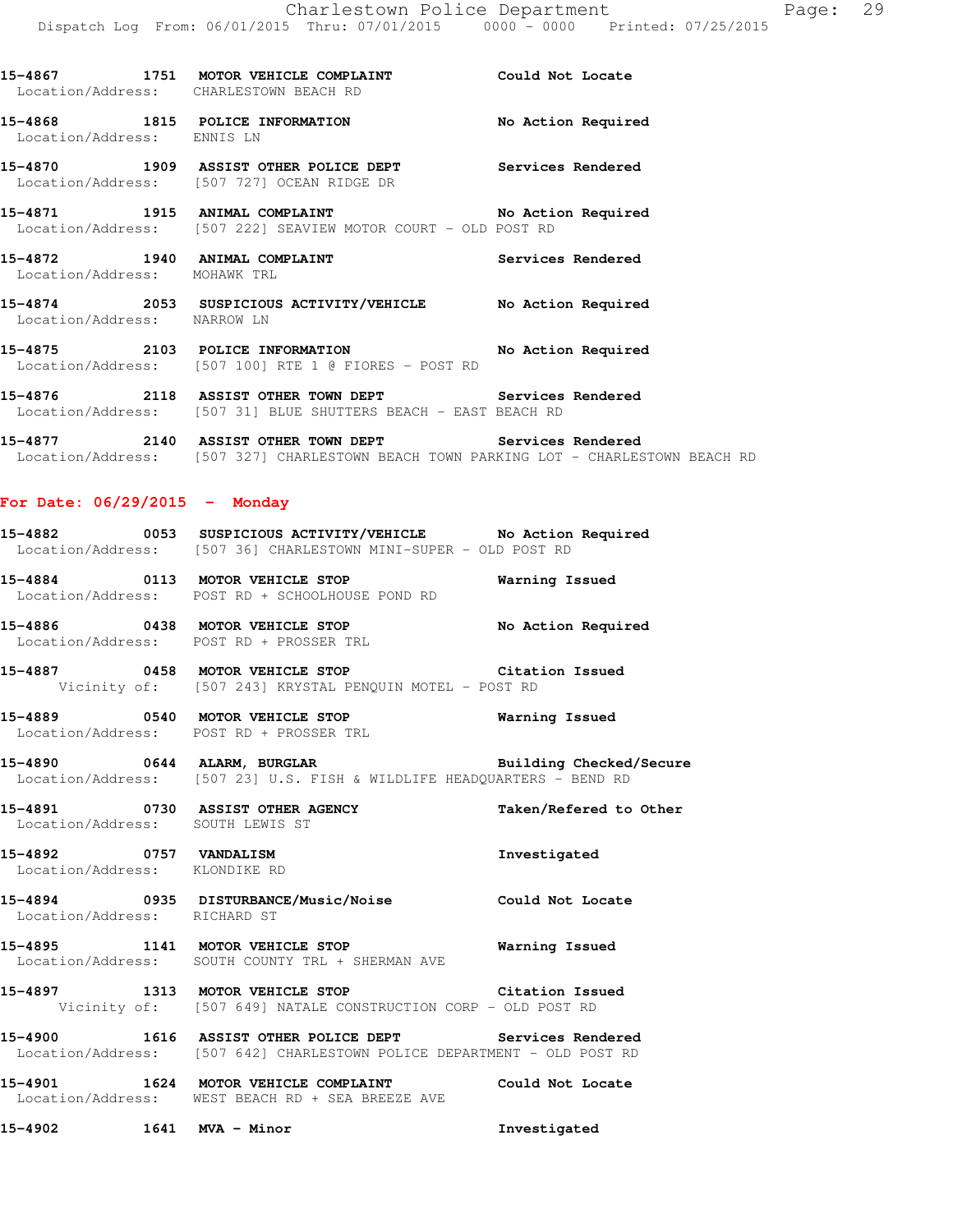15-4867 1751 MOTOR VEHICLE COMPLAINT Could Not Locate
Location/Address: CHARLESTOWN BEACH RD

15-4868 1815 POLICE INFORMATION No Action Required
Location/Address: ENNIS LN

15-4870 1909 ASSIST OTHER POLICE DEPT Services Rendered
Location/Address: [507 727] OCEAN RIDGE DR

15-4871 1915 ANIMAL COMPLAINT No Action Required
Location/Address: [507 222] SEAVIEW MOTOR COURT - OLD POST RD

15-4872 1940 ANIMAL COMPLAINT Services Rendered
Location/Address: MOHAWK TRL

15-4874 2053 SUSPICIOUS ACTIVITY/VEHICLE No Action Required
Location/Address: NARROW LN

15-4875 2103 POLICE INFORMATION No Action Required
Location/Address: [507 100] RTE 1 @ FIORES - POST RD

15-4876 2118 ASSIST OTHER TOWN DEPT Services Rendered
Location/Address: [507 31] BLUE SHUTTERS BEACH - EAST BEACH RD

15-4877 2140 ASSIST OTHER TOWN DEPT Services Rendered
Location/Address: [507 327] CHARLESTOWN BEACH TOWN PARKING LOT - CHARLESTOWN BEACH RD

## For Date: 06/29/2015 - Monday

15-4882 0053 SUSPICIOUS ACTIVITY/VEHICLE No Action Required
Location/Address: [507 36] CHARLESTOWN MINI-SUPER - OLD POST RD

15-4884 0113 MOTOR VEHICLE STOP Warning Issued
Location/Address: POST RD + SCHOOLHOUSE POND RD

15-4886 0438 MOTOR VEHICLE STOP No Action Required
Location/Address: POST RD + PROSSER TRL

15-4887 0458 MOTOR VEHICLE STOP Citation Issued
Vicinity of: [507 243] KRYSTAL PENQUIN MOTEL - POST RD

15-4889 0540 MOTOR VEHICLE STOP Warning Issued
Location/Address: POST RD + PROSSER TRL

15-4890 0644 ALARM, BURGLAR Building Checked/Secure
Location/Address: [507 23] U.S. FISH & WILDLIFE HEADQUARTERS - BEND RD

15-4891 0730 ASSIST OTHER AGENCY Taken/Refered to Other
Location/Address: SOUTH LEWIS ST

15-4892 0757 VANDALISM Investigated
Location/Address: KLONDIKE RD

15-4894 0935 DISTURBANCE/Music/Noise Could Not Locate
Location/Address: RICHARD ST

15-4895 1141 MOTOR VEHICLE STOP Warning Issued
Location/Address: SOUTH COUNTY TRL + SHERMAN AVE

15-4897 1313 MOTOR VEHICLE STOP Citation Issued
Vicinity of: [507 649] NATALE CONSTRUCTION CORP - OLD POST RD

15-4900 1616 ASSIST OTHER POLICE DEPT Services Rendered
Location/Address: [507 642] CHARLESTOWN POLICE DEPARTMENT - OLD POST RD

15-4901 1624 MOTOR VEHICLE COMPLAINT Could Not Locate
Location/Address: WEST BEACH RD + SEA BREEZE AVE

15-4902 1641 MVA - Minor Investigated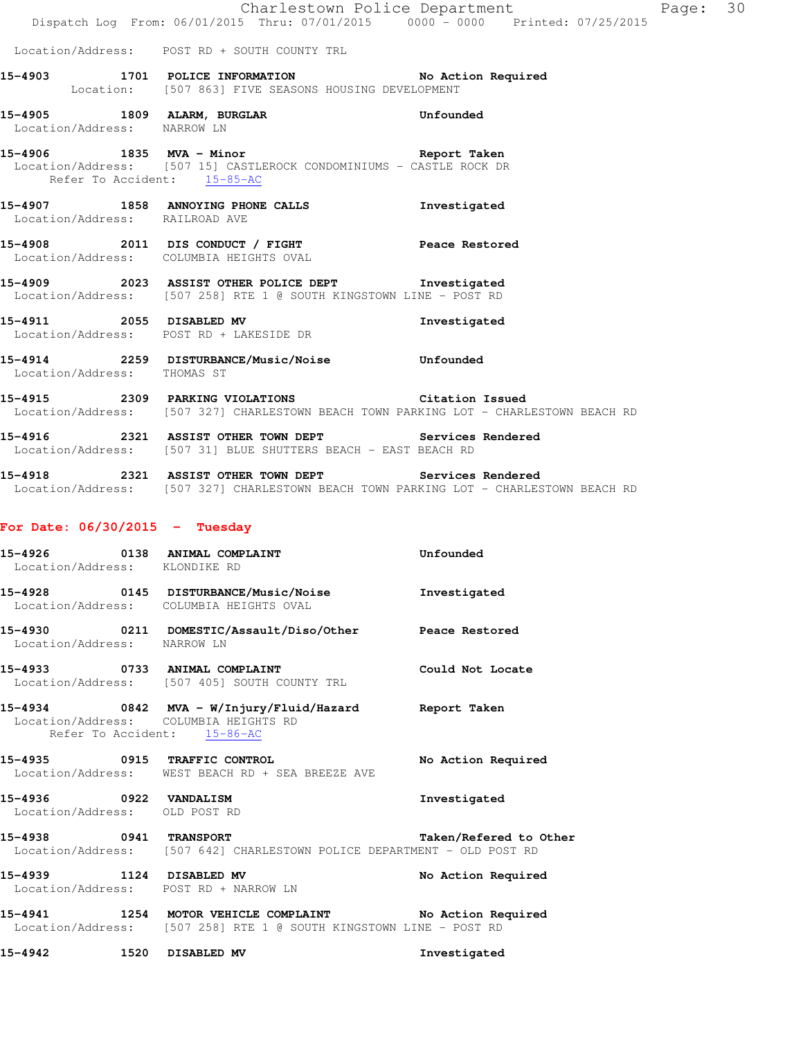Location/Address: POST RD + SOUTH COUNTY TRL

**15-4903** 1701 **POLICE INFORMATION** **No Action Required**
Location: [507 863] FIVE SEASONS HOUSING DEVELOPMENT

**15-4905** 1809 **ALARM, BURGLAR** **Unfounded**
Location/Address: NARROW LN

**15-4906** 1835 **MVA - Minor** **Report Taken**
Location/Address: [507 15] CASTLEROCK CONDOMINIUMS - CASTLE ROCK DR
Refer To Accident: 15-85-AC

**15-4907** 1858 **ANNOYING PHONE CALLS** **Investigated**
Location/Address: RAILROAD AVE

**15-4908** 2011 **DIS CONDUCT / FIGHT** **Peace Restored**
Location/Address: COLUMBIA HEIGHTS OVAL

**15-4909** 2023 **ASSIST OTHER POLICE DEPT** **Investigated**
Location/Address: [507 258] RTE 1 @ SOUTH KINGSTOWN LINE - POST RD

**15-4911** 2055 **DISABLED MV** **Investigated**
Location/Address: POST RD + LAKESIDE DR

**15-4914** 2259 **DISTURBANCE/Music/Noise** **Unfounded**
Location/Address: THOMAS ST

**15-4915** 2309 **PARKING VIOLATIONS** **Citation Issued**
Location/Address: [507 327] CHARLESTOWN BEACH TOWN PARKING LOT - CHARLESTOWN BEACH RD

**15-4916** 2321 **ASSIST OTHER TOWN DEPT** **Services Rendered**
Location/Address: [507 31] BLUE SHUTTERS BEACH - EAST BEACH RD

**15-4918** 2321 **ASSIST OTHER TOWN DEPT** **Services Rendered**
Location/Address: [507 327] CHARLESTOWN BEACH TOWN PARKING LOT - CHARLESTOWN BEACH RD

## For Date: 06/30/2015 - Tuesday

**15-4926** 0138 **ANIMAL COMPLAINT** **Unfounded**
Location/Address: KLONDIKE RD

**15-4928** 0145 **DISTURBANCE/Music/Noise** **Investigated**
Location/Address: COLUMBIA HEIGHTS OVAL

**15-4930** 0211 **DOMESTIC/Assault/Diso/Other** **Peace Restored**
Location/Address: NARROW LN

**15-4933** 0733 **ANIMAL COMPLAINT** **Could Not Locate**
Location/Address: [507 405] SOUTH COUNTY TRL

**15-4934** 0842 **MVA - W/Injury/Fluid/Hazard** **Report Taken**
Location/Address: COLUMBIA HEIGHTS RD
Refer To Accident: 15-86-AC

**15-4935** 0915 **TRAFFIC CONTROL** **No Action Required**
Location/Address: WEST BEACH RD + SEA BREEZE AVE

**15-4936** 0922 **VANDALISM** **Investigated**
Location/Address: OLD POST RD

**15-4938** 0941 **TRANSPORT** **Taken/Refered to Other**
Location/Address: [507 642] CHARLESTOWN POLICE DEPARTMENT - OLD POST RD

**15-4939** 1124 **DISABLED MV** **No Action Required**
Location/Address: POST RD + NARROW LN

**15-4941** 1254 **MOTOR VEHICLE COMPLAINT** **No Action Required**
Location/Address: [507 258] RTE 1 @ SOUTH KINGSTOWN LINE - POST RD

**15-4942** 1520 **DISABLED MV** **Investigated**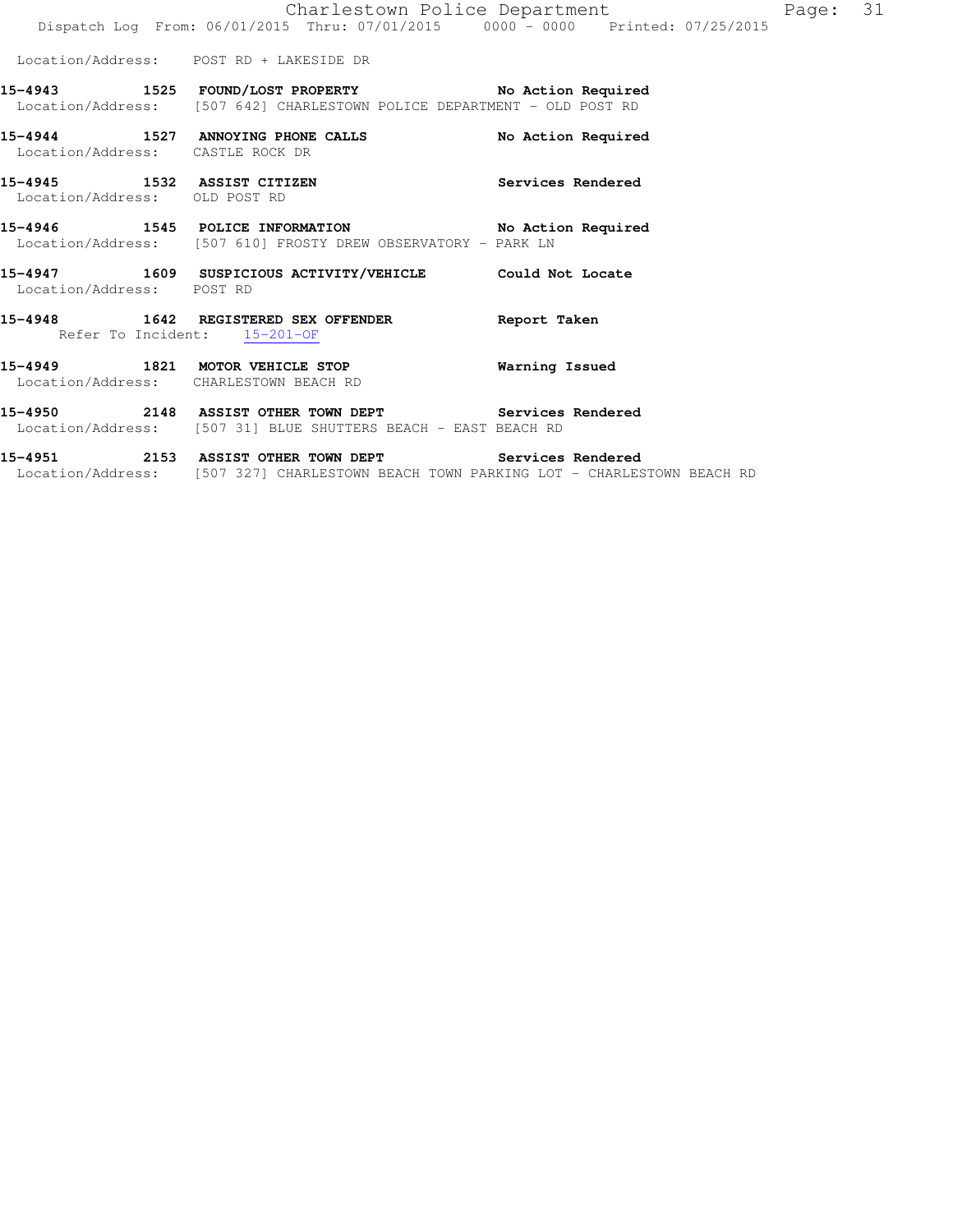Location/Address: POST RD + LAKESIDE DR

**15-4943 1525 FOUND/LOST PROPERTY No Action Required**
Location/Address: [507 642] CHARLESTOWN POLICE DEPARTMENT - OLD POST RD

**15-4944 1527 ANNOYING PHONE CALLS No Action Required**
Location/Address: CASTLE ROCK DR

**15-4945 1532 ASSIST CITIZEN Services Rendered**
Location/Address: OLD POST RD

**15-4946 1545 POLICE INFORMATION No Action Required**
Location/Address: [507 610] FROSTY DREW OBSERVATORY - PARK LN

**15-4947 1609 SUSPICIOUS ACTIVITY/VEHICLE Could Not Locate**
Location/Address: POST RD

**15-4948 1642 REGISTERED SEX OFFENDER Report Taken**
Refer To Incident: 15-201-OF

**15-4949 1821 MOTOR VEHICLE STOP Warning Issued**
Location/Address: CHARLESTOWN BEACH RD

**15-4950 2148 ASSIST OTHER TOWN DEPT Services Rendered**
Location/Address: [507 31] BLUE SHUTTERS BEACH - EAST BEACH RD

**15-4951 2153 ASSIST OTHER TOWN DEPT Services Rendered**
Location/Address: [507 327] CHARLESTOWN BEACH TOWN PARKING LOT - CHARLESTOWN BEACH RD